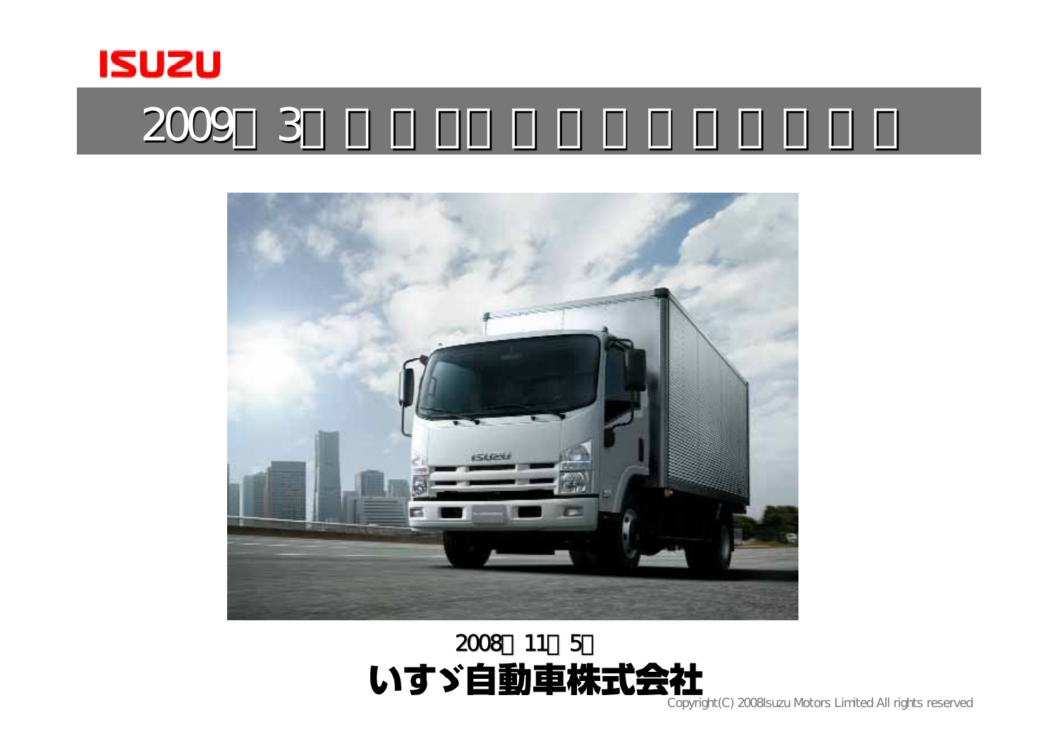# 2009□ 3□ □ □ □□ □ □ □ □ □ □ □ □

2008年11月5日

**いすゞ自動車株式会社**

Copyright(C) 2008Isuzu Motors Limited All rights reserved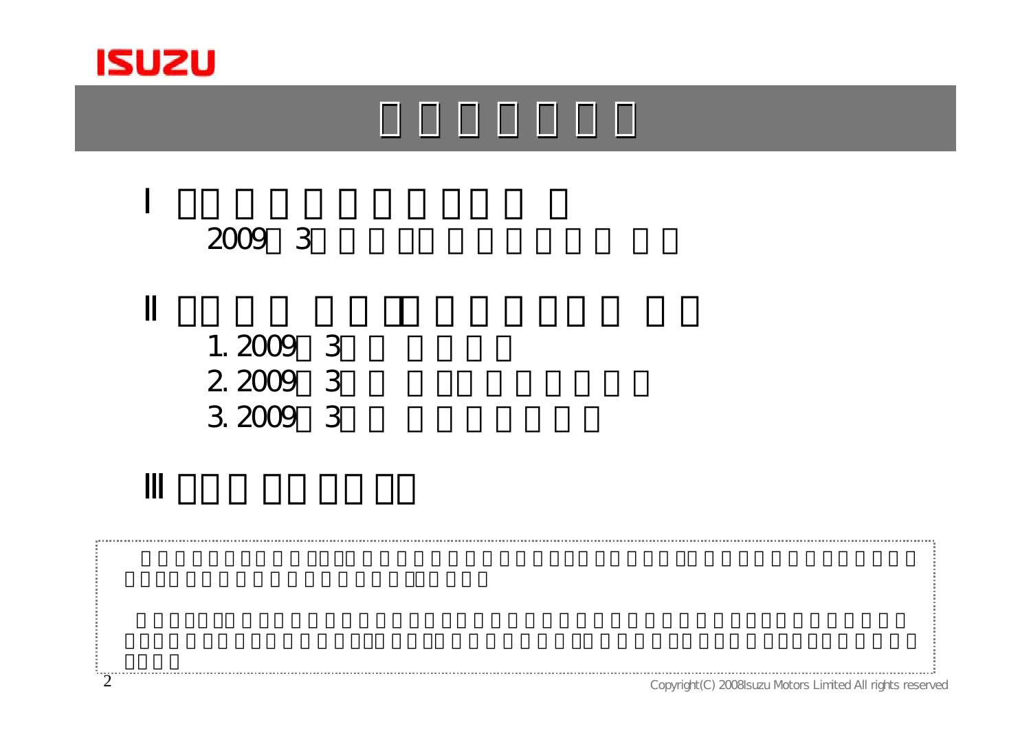Ⅰ

2009 3

Ⅱ

1. 2009 3

2. 2009 3

3. 2009 3

Ⅲ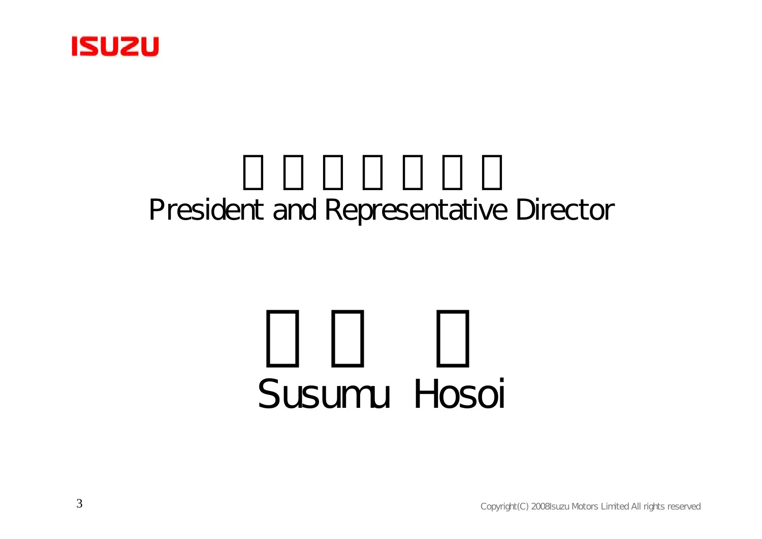President and Representative Director

Susumu Hosoi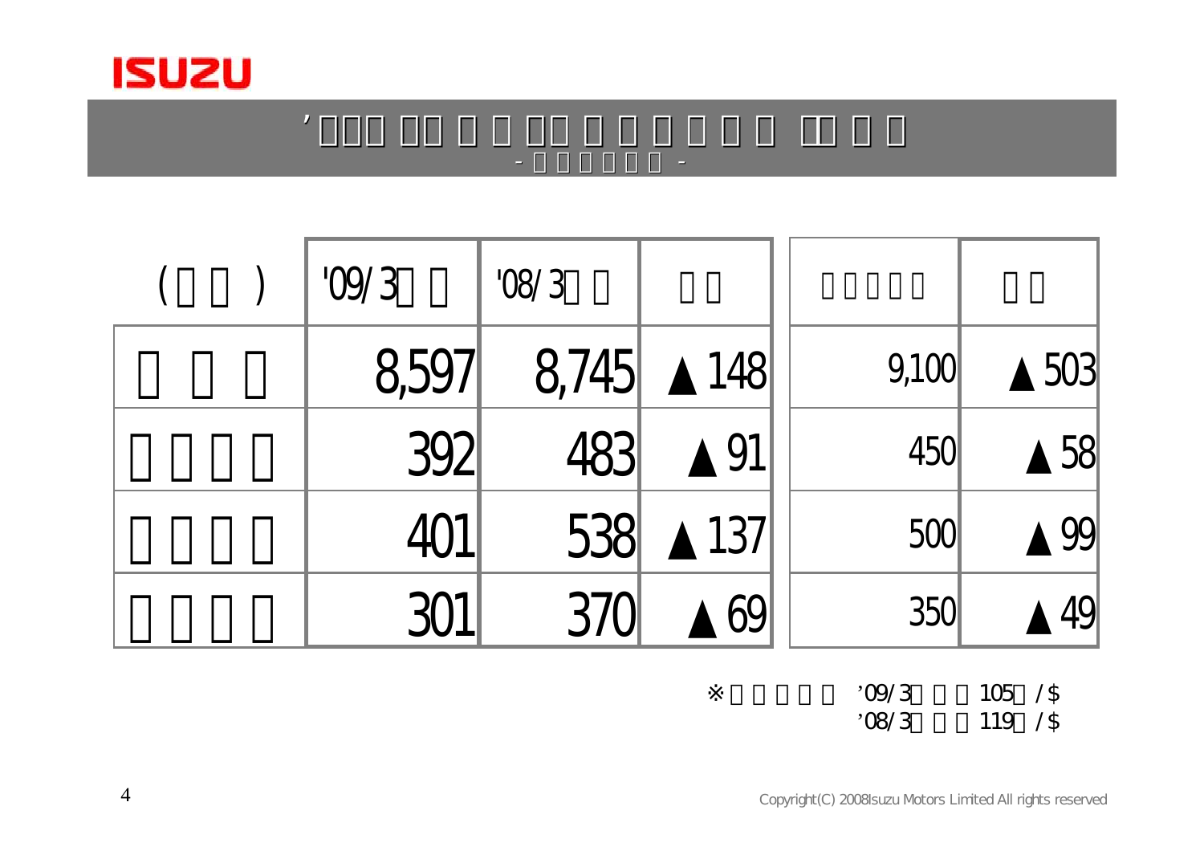# ’□□□ □□ □ □ □□ □ □ □ □ □ □□ □ □

## - □□□□□□ -

| (□□) | '09/3□□ | '08/3□□ | □□ | □□□□□ | □□ |
|---|---|---|---|---|---|
| □□□ | 8,597 | 8,745 | ▲148 | 9,100 | ▲503 |
| □□□□ | 392 | 483 | ▲91 | 450 | ▲58 |
| □□□□ | 401 | 538 | ▲137 | 500 | ▲99 |
| □□□□ | 301 | 370 | ▲69 | 350 | ▲49 |

※□□□□□ ’09/3□□□105□/$
’08/3□□□119□/$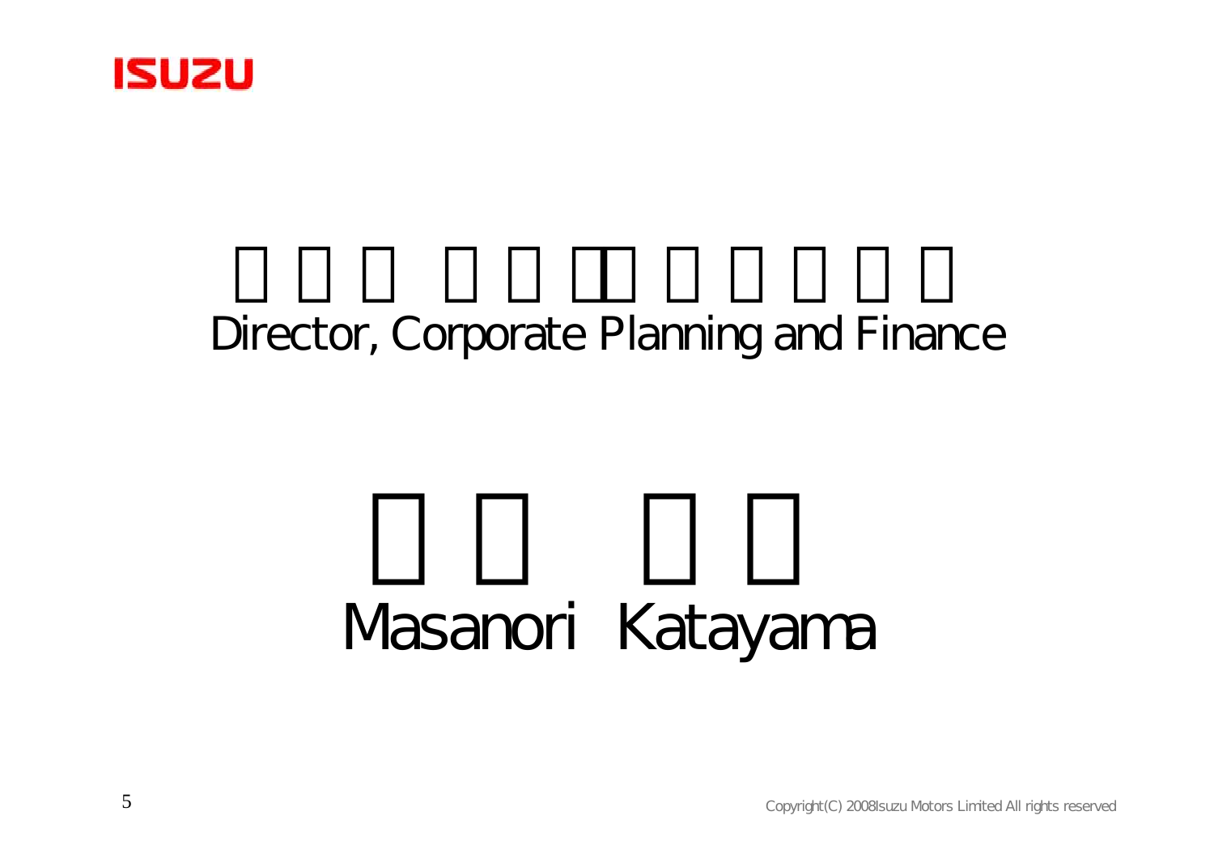Director, Corporate Planning and Finance

Masanori Katayama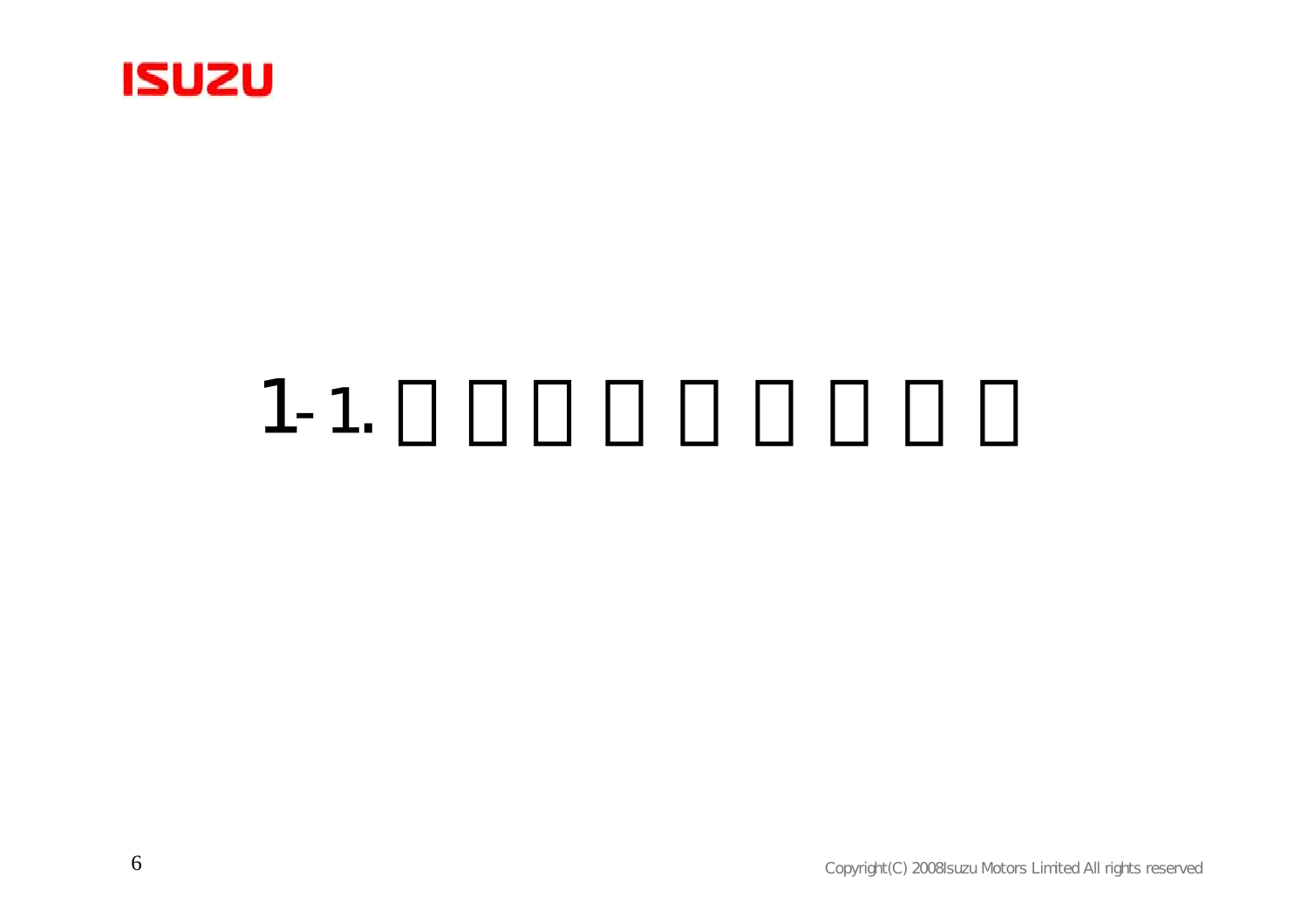# 1-1. □□□□□□□□□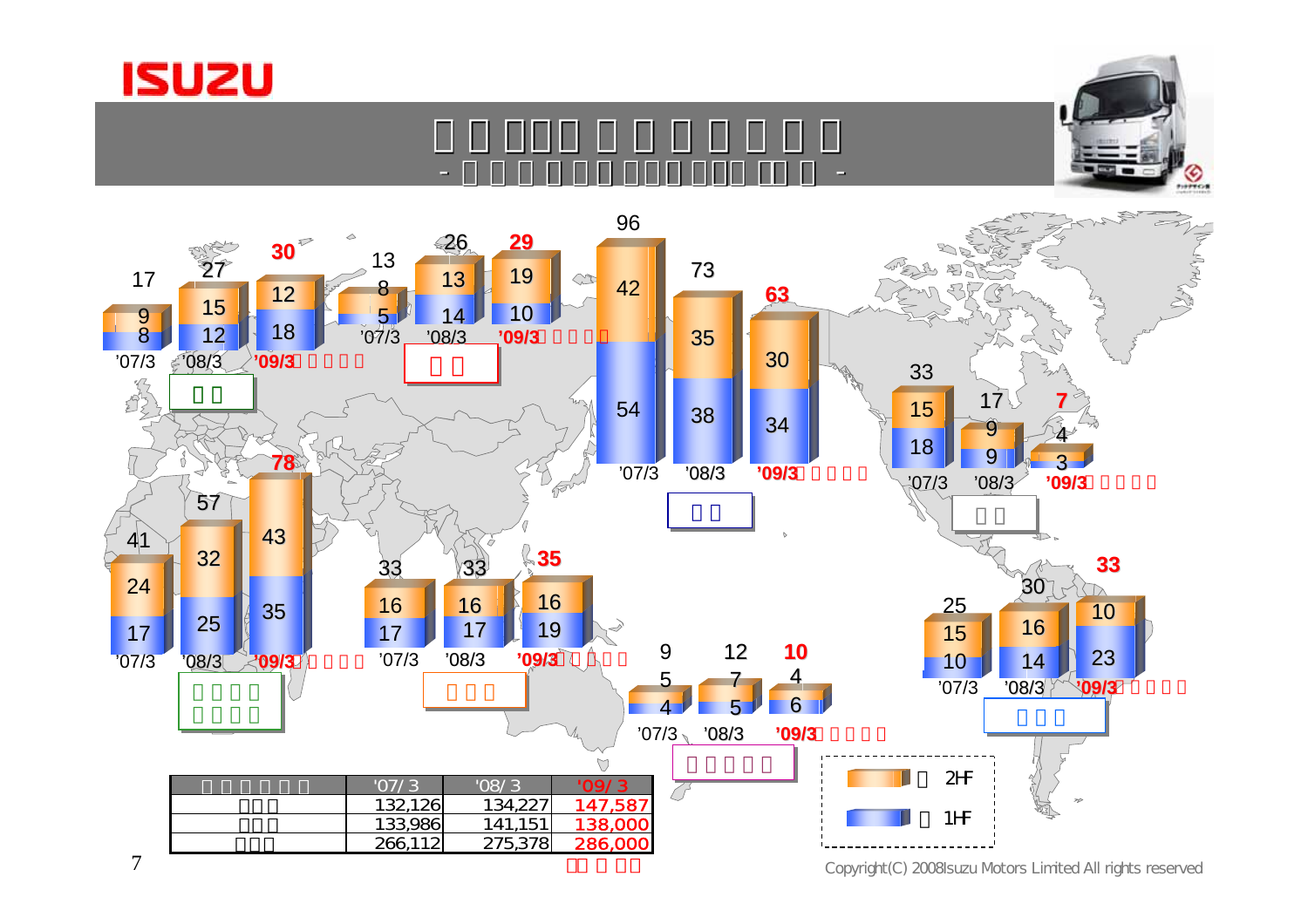# □ □ □□□ □ □ □ □ □ □ □

- □ □ □ □ □□ □□□ □□□ □□ □ -

| □ □ | '07/3 | '08/3 | '09/3 □ □ □ □ □ |
|---|---|---|---|
| 2H | 9 | 15 | 12 |
| 1H | 8 | 12 | 18 |
| Total | 17 | 27 | 30 |

| □ □ | '07/3 | '08/3 | '09/3 □ □ □ □ □ |
|---|---|---|---|
| 2H | 8 | 13 | 19 |
| 1H | 5 | 14 | 10 |
| Total | 13 | 26 | 29 |

| □ □ | '07/3 | '08/3 | '09/3 □ □ □ □ □ |
|---|---|---|---|
| 2H | 42 | 35 | 30 |
| 1H | 54 | 38 | 34 |
| Total | 96 | 73 | 63 |

| □ □ | '07/3 | '08/3 | '09/3 □ □ □ □ □ |
|---|---|---|---|
| 2H | 15 | 9 | 4 |
| 1H | 18 | 9 | 3 |
| Total | 33 | 17 | 7 |

| □ □ □ □ □ □ □ □ | '07/3 | '08/3 | '09/3 □ □ □ □ □ |
|---|---|---|---|
| 2H | 24 | 32 | 43 |
| 1H | 17 | 25 | 35 |
| Total | 41 | 57 | 78 |

| □ □ □ | '07/3 | '08/3 | '09/3 □ □ □ □ □ |
|---|---|---|---|
| 2H | 16 | 16 | 16 |
| 1H | 17 | 17 | 19 |
| Total | 33 | 33 | 35 |

| □ □ □ □ □ | '07/3 | '08/3 | '09/3 □ □ □ □ □ |
|---|---|---|---|
| 2H | 5 | 7 | 4 |
| 1H | 4 | 5 | 6 |
| Total | 9 | 12 | 10 |

| □ □ □ | '07/3 | '08/3 | '09/3 □ □ □ □ □ |
|---|---|---|---|
| 2H | 15 | 16 | 10 |
| 1H | 10 | 14 | 23 |
| Total | 25 | 30 | 33 |

□ 2H　□ 1H

| □ □ □ □ □ □ | '07/ 3 | '08/ 3 | '09/ 3 |
|---|---|---|---|
| □□□ | 132,126 | 134,227 | 147,587 |
| □□□ | 133,986 | 141,151 | 138,000 |
| □□□ | 266,112 | 275,378 | 286,000 |

□□ □ □□

Copyright(C) 2008Isuzu Motors Limited All rights reserved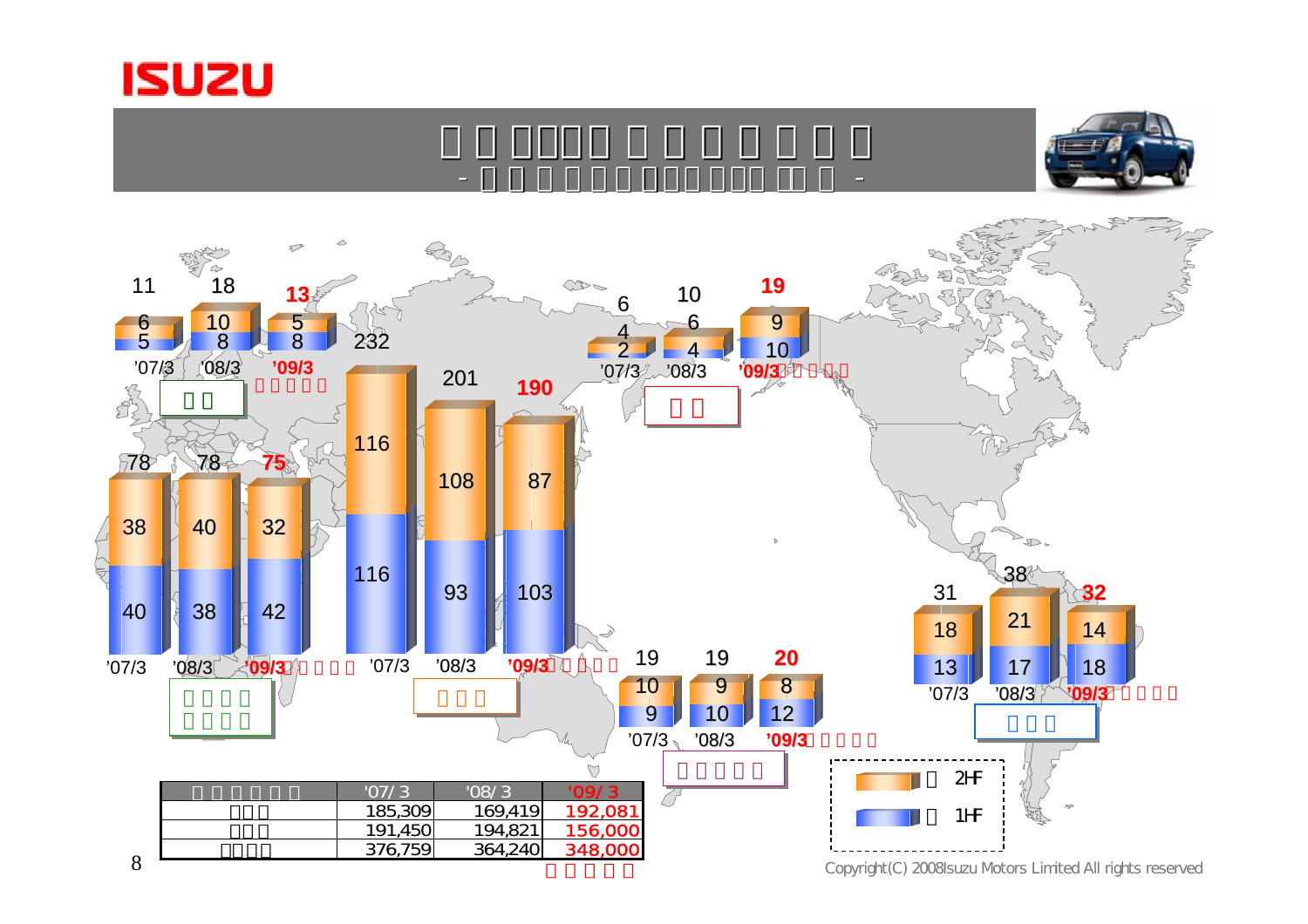# □ □ □□□□ □ □ □ □ □ □ □

- □ □ □ □ □ □□□□ □□□ □□ □ -

**欧州 (□ □)**

| | '07/3 | '08/3 | '09/3 |
|---|---|---|---|
| 2H | 6 | 10 | 5 |
| 1H | 5 | 8 | 8 |
| 合計 | 11 | 18 | 13 |

**□ □ (□ □)**

| | '07/3 | '08/3 | '09/3 |
|---|---|---|---|
| 2H | 4 | 6 | 9 |
| 1H | 2 | 4 | 10 |
| 合計 | 6 | 10 | 19 |

**□ □ □ □ / □ □ □ □**

| | '07/3 | '08/3 | '09/3 |
|---|---|---|---|
| 2H | 38 | 40 | 32 |
| 1H | 40 | 38 | 42 |
| 合計 | 78 | 78 | 75 |

**□ □ □**

| | '07/3 | '08/3 | '09/3 |
|---|---|---|---|
| 2H | 116 | 108 | 87 |
| 1H | 116 | 93 | 103 |
| 合計 | 232 | 201 | 190 |

**□ □ □ □ □**

| | '07/3 | '08/3 | '09/3 |
|---|---|---|---|
| 2H | 10 | 9 | 8 |
| 1H | 9 | 10 | 12 |
| 合計 | 19 | 19 | 20 |

**□ □ □**

| | '07/3 | '08/3 | '09/3 |
|---|---|---|---|
| 2H | 18 | 21 | 14 |
| 1H | 13 | 17 | 18 |
| 合計 | 31 | 38 | 32 |

□ 2H　□ 1H

| □ □ □ □ □ □ | '07/3 | '08/3 | '09/3 |
|---|---|---|---|
| □□□ | 185,309 | 169,419 | 192,081 |
| □□□ | 191,450 | 194,821 | 156,000 |
| □□□□ | 376,759 | 364,240 | 348,000 |

□ □ □ □ □

Copyright(C) 2008Isuzu Motors Limited All rights reserved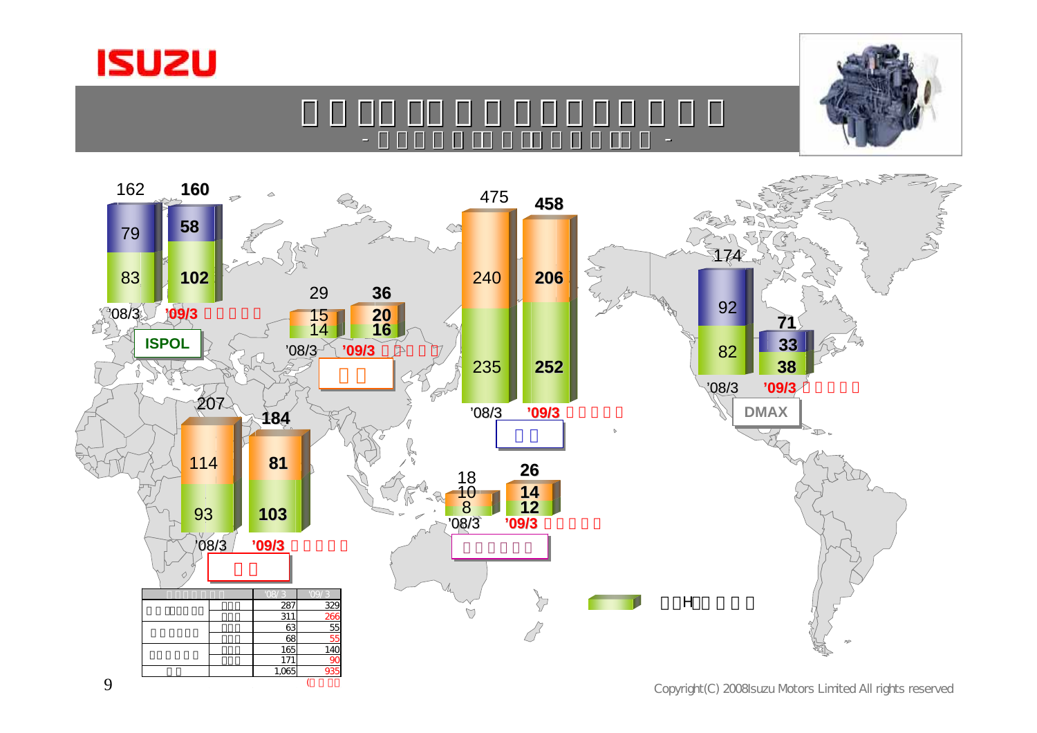'08/3 '09/3

ISPOL: '08/3 162 (79 / 83); '09/3 160 (58 / 102)

'08/3 29 (15 / 14); '09/3 36 (20 / 16)

'08/3 475 (240 / 235); '09/3 458 (206 / 252)

DMAX: '08/3 174 (92 / 82); '09/3 71 (33 / 38)

'08/3 207 (114 / 93); '09/3 184 (81 / 103)

'08/3 18 (10 / 8); '09/3 26 (14 / 12)

| | | '08/3 | '09/3 |
|---|---|---|---|
| | | 287 | 329 |
| | | 311 | 266 |
| | | 63 | 55 |
| | | 68 | 55 |
| | | 165 | 140 |
| | | 171 | 90 |
| | | 1,065 | 935 |

Copyright(C) 2008Isuzu Motors Limited All rights reserved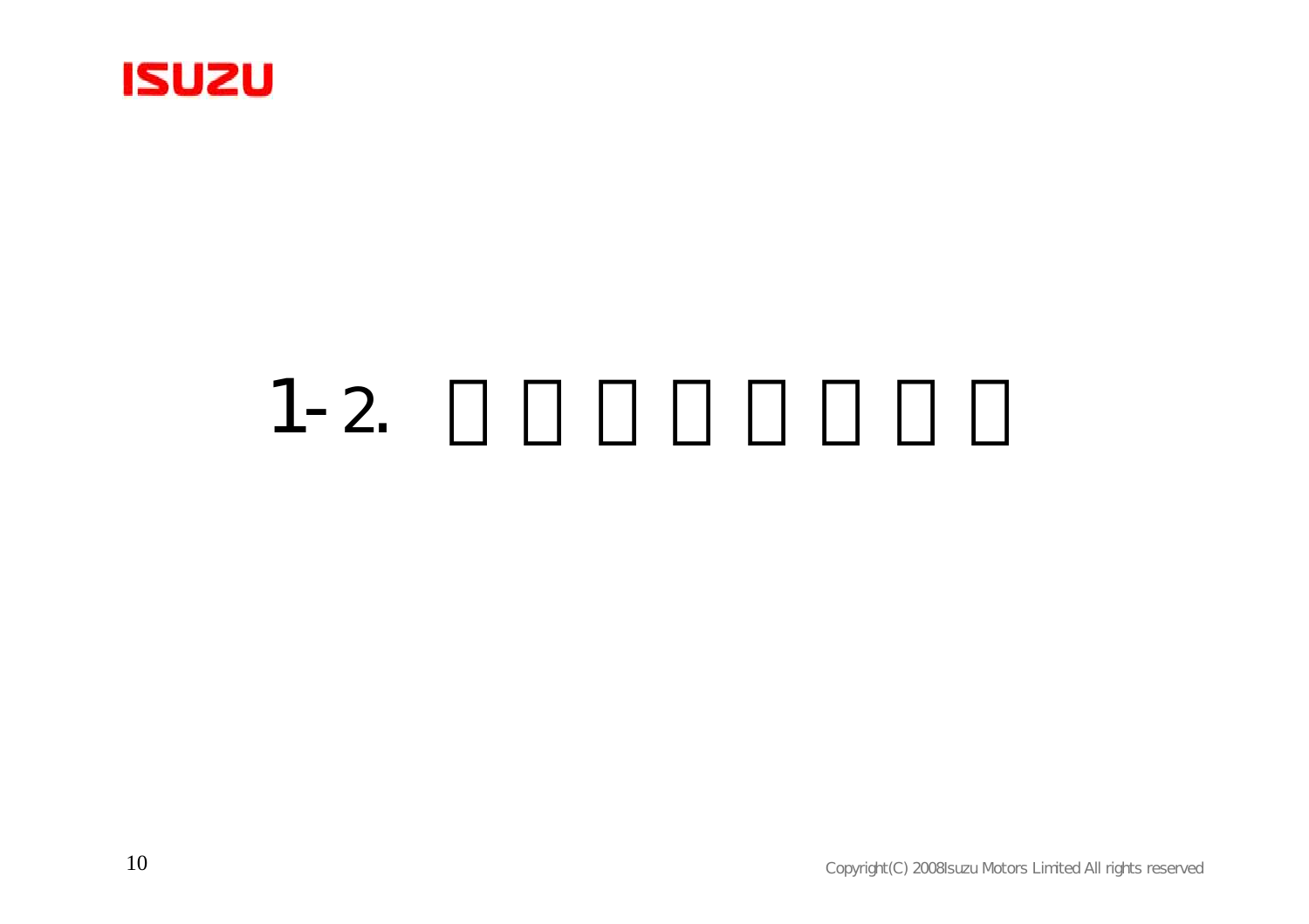# 1-2. □□□□□□□□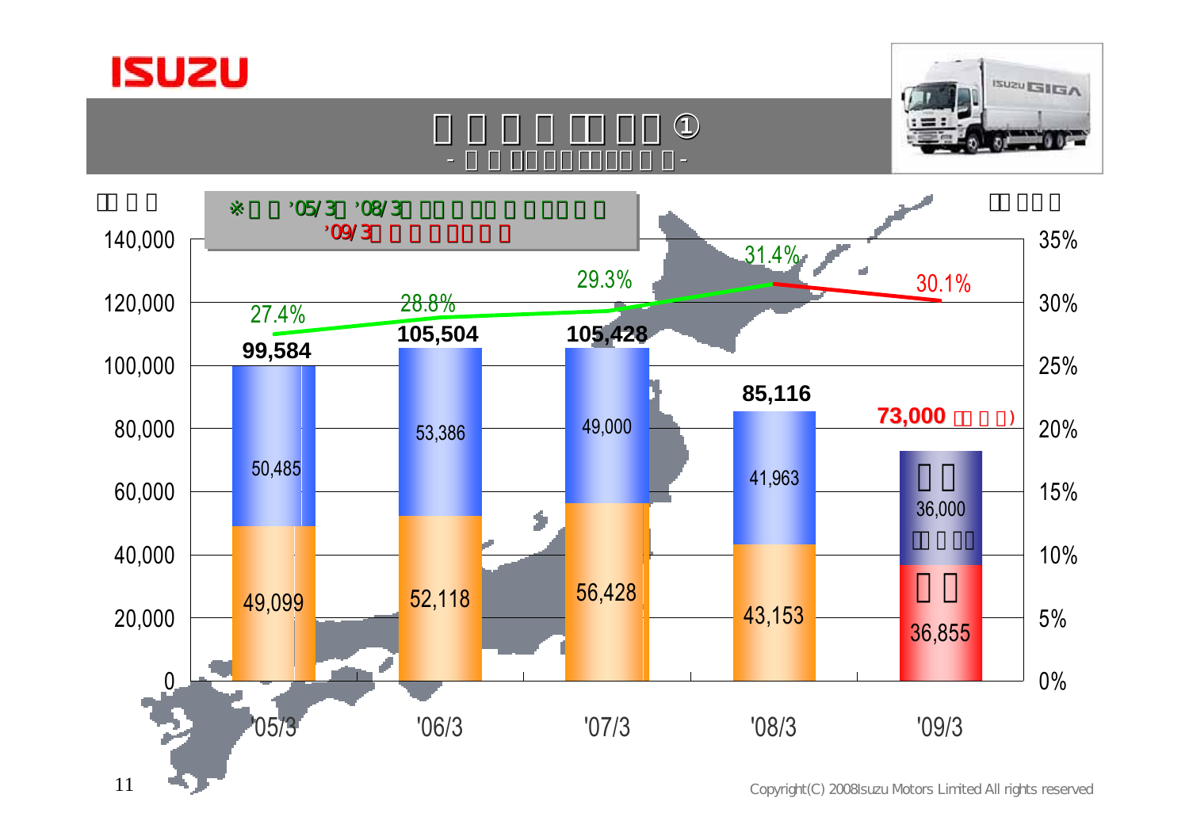# ①

※ '05/3 '08/3

'09/3

| | '05/3 | '06/3 | '07/3 | '08/3 | '09/3 |
|---|---|---|---|---|---|
| Total | 99,584 | 105,504 | 105,428 | 85,116 | 73,000 |
| Upper segment | 50,485 | 53,386 | 49,000 | 41,963 | 36,000 |
| Lower segment | 49,099 | 52,118 | 56,428 | 43,153 | 36,855 |
| % | 27.4% | 28.8% | 29.3% | 31.4% | 30.1% |

Copyright(C) 2008Isuzu Motors Limited All rights reserved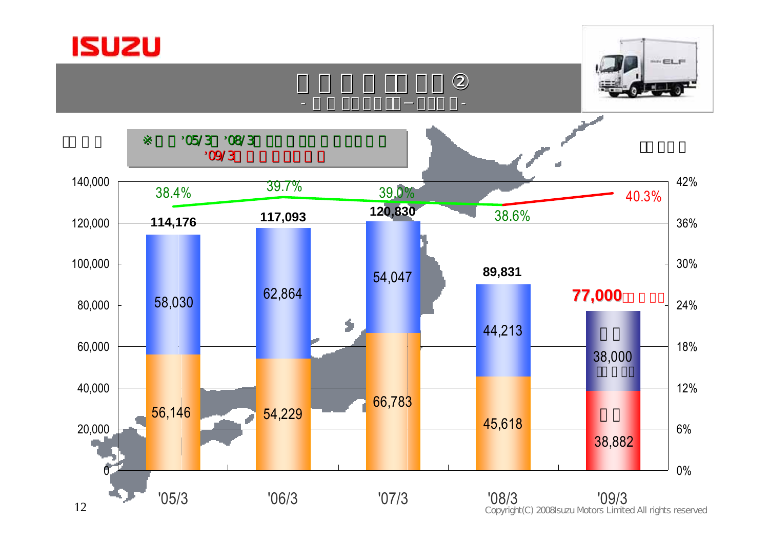# □□□□ □□ □□ ②

- □□ □□□□ □□ — □□□ □ -

| | '05/3 | '06/3 | '07/3 | '08/3 | '09/3 |
|---|---|---|---|---|---|
| Total | 114,176 | 117,093 | 120,830 | 89,831 | 77,000 |
| Upper segment | 58,030 | 62,864 | 54,047 | 44,213 | 38,000 |
| Lower segment | 56,146 | 54,229 | 66,783 | 45,618 | 38,882 |
| Share (%) | 38.4% | 39.7% | 39.0% | 38.6% | 40.3% |

※ □□ '05/3□ '08/3□ □□ □ □□ □ □□□□ □ '09/3□ □ □ □□□ □ □

Copyright(C) 2008Isuzu Motors Limited All rights reserved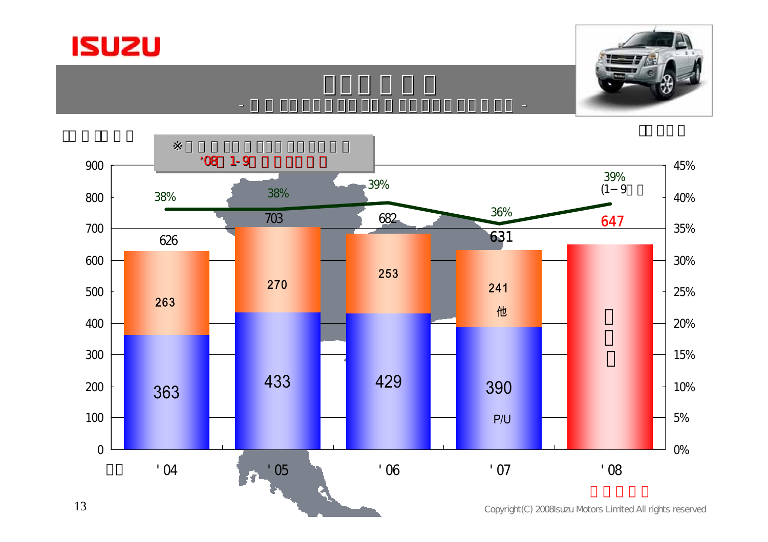ISUZU

※ '08 1-9

| | '04 | '05 | '06 | '07 | '08 |
|---|---|---|---|---|---|
| P/U | 363 | 433 | 429 | 390 | |
| 他 | 263 | 270 | 253 | 241 | |
| Total | 626 | 703 | 682 | 631 | 647 |
| % | 38% | 38% | 39% | 36% | 39% (1–9) |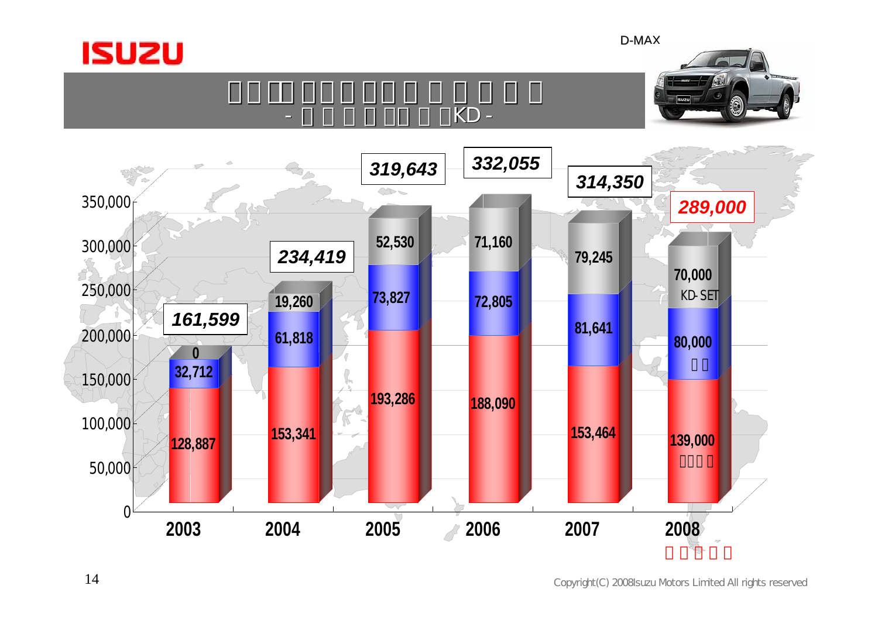D-MAX

# □□□□□□□□□□□□□□□□

## - □□□□□□□□KD -

| | 2003 | 2004 | 2005 | 2006 | 2007 | 2008 □□□□□ |
|---|---|---|---|---|---|---|
| KD-SET | 0 | 19,260 | 52,530 | 71,160 | 79,245 | 70,000 |
| □□ | 32,712 | 61,818 | 73,827 | 72,805 | 81,641 | 80,000 |
| □□□□ | 128,887 | 153,341 | 193,286 | 188,090 | 153,464 | 139,000 |
| Total | *161,599* | *234,419* | *319,643* | *332,055* | *314,350* | *289,000* |

Copyright(C) 2008Isuzu Motors Limited All rights reserved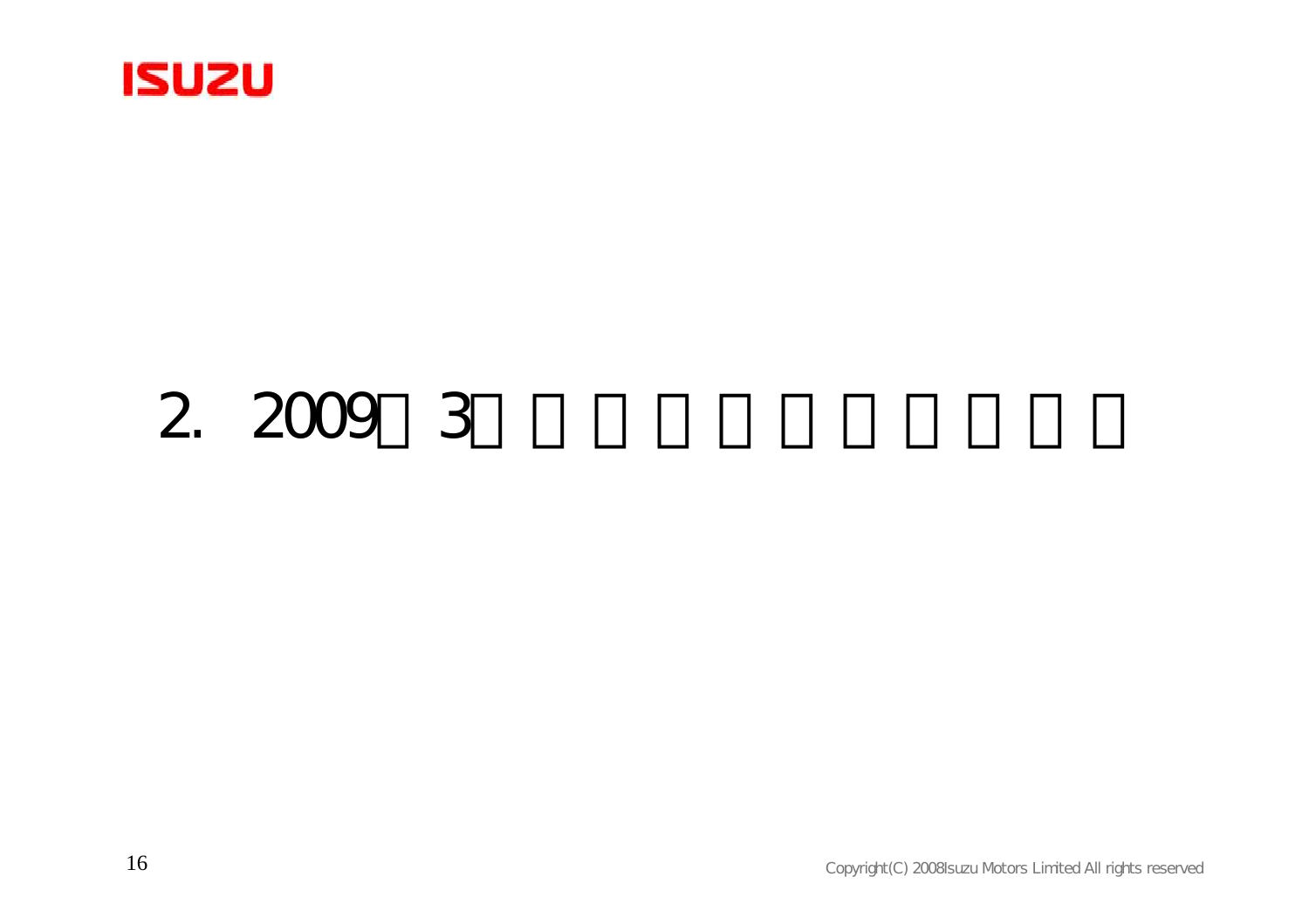# 2. 2009□3□□□□□□□□□□□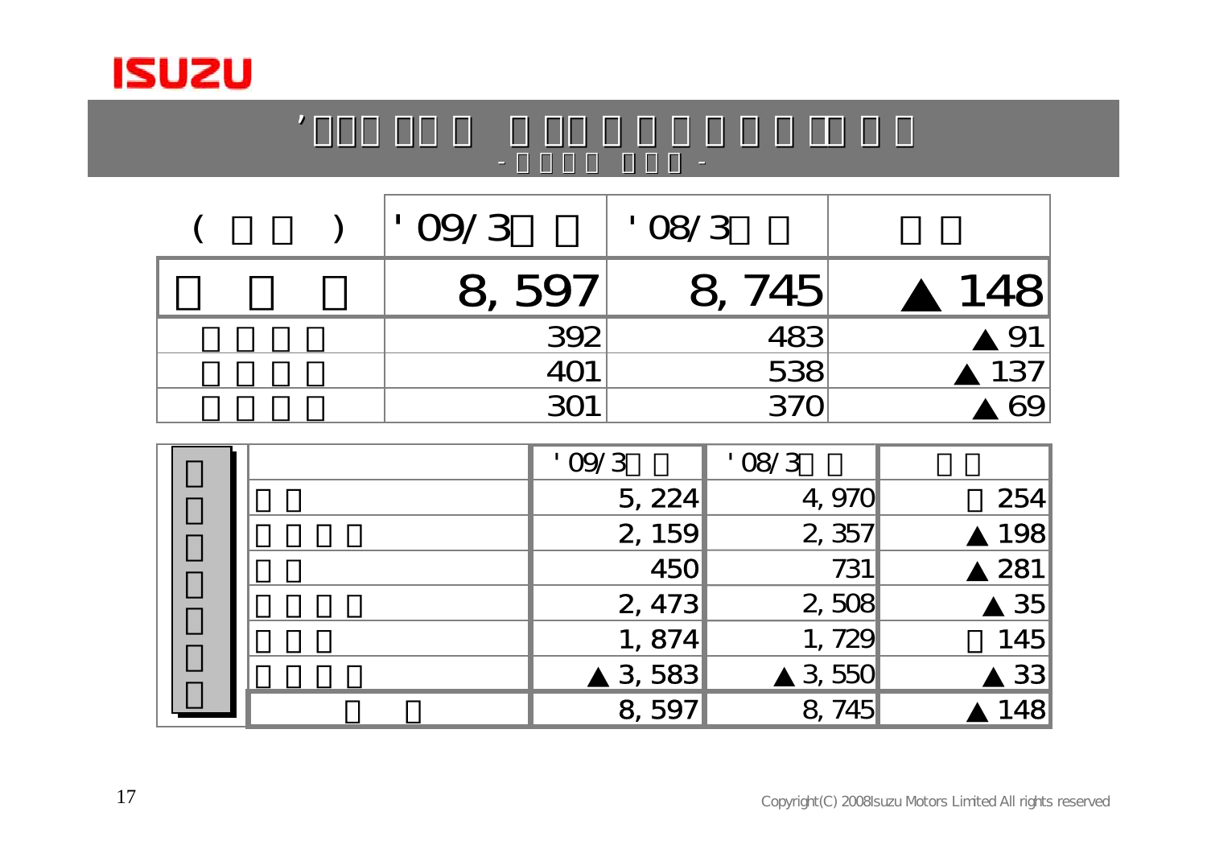| | '09/3 | '08/3 | |
|---|---|---|---|
| | 8,597 | 8,745 | ▲148 |
| | 392 | 483 | ▲91 |
| | 401 | 538 | ▲137 |
| | 301 | 370 | ▲69 |

| | '09/3 | '08/3 | |
|---|---|---|---|
| | 5,224 | 4,970 | 254 |
| | 2,159 | 2,357 | ▲198 |
| | 450 | 731 | ▲281 |
| | 2,473 | 2,508 | ▲35 |
| | 1,874 | 1,729 | 145 |
| | ▲3,583 | ▲3,550 | ▲33 |
| | 8,597 | 8,745 | ▲148 |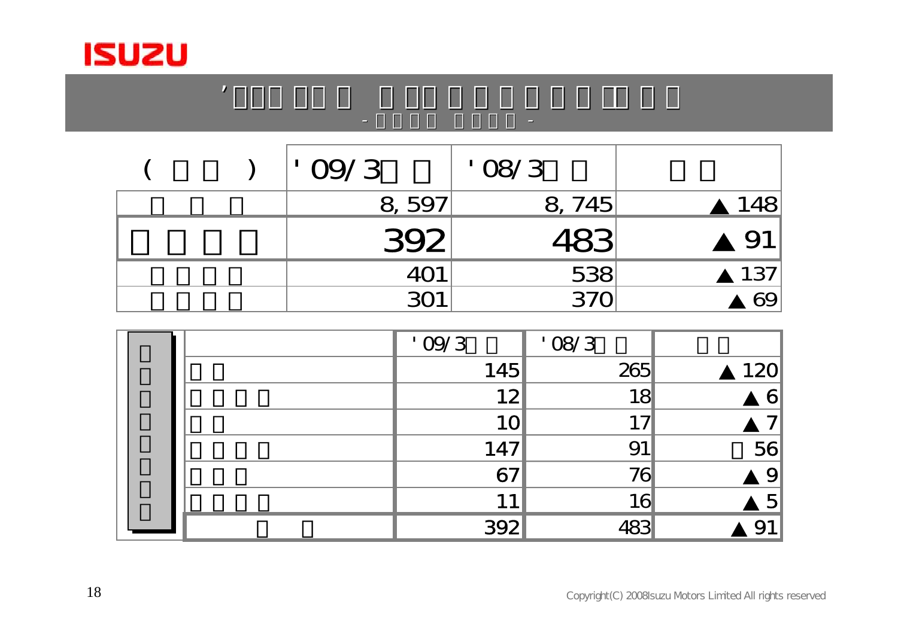# ’□□□ □□□ □ □□□ □ □ □ □ □ □ □□ □ □

- □□□□ □□□□ -

| ( □□ ) | '09/3□□ | '08/3□□ | □□ |
|---|---|---|---|
| □□□ | 8,597 | 8,745 | ▲148 |
| **□□□□** | **392** | **483** | **▲91** |
| □□□□ | 401 | 538 | ▲137 |
| □□□□ | 301 | 370 | ▲69 |

| □□□□□□□□ | | '09/3□□ | '08/3□□ | □□ |
|---|---|---|---|---|
| | □□ | 145 | 265 | ▲120 |
| | □□□□ | 12 | 18 | ▲6 |
| | □□ | 10 | 17 | ▲7 |
| | □□□□ | 147 | 91 | □56 |
| | □□□ | 67 | 76 | ▲9 |
| | □□□□ | 11 | 16 | ▲5 |
| | □□ | 392 | 483 | ▲91 |

Copyright(C) 2008Isuzu Motors Limited All rights reserved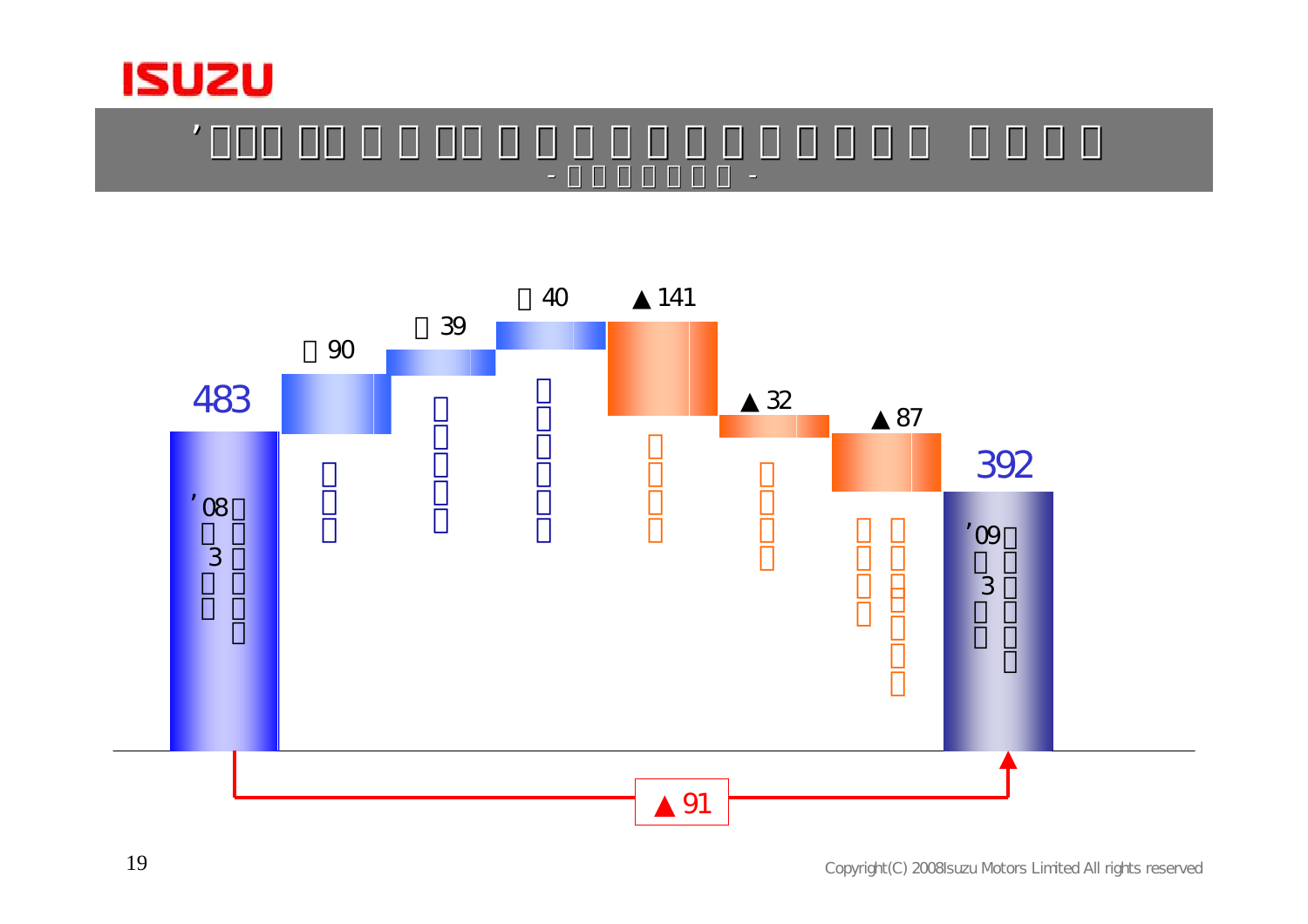# '□□□ □□ □ □ □□ □ □ □ □ □ □ □ □ □ □ □ □ □ □ □ □

- □ □ □ □ □ □ □ -

| '08□□3□□ □□□□□□ | □□□ | □□□□□ | □□□□□□ | □□□□ | □□□□ | □□□□ □□□□□□□ | '09□□3□□ □□□□□□ |
|---|---|---|---|---|---|---|---|
| 483 | □90 | □39 | □40 | ▲141 | ▲32 | ▲87 | 392 |

▲91

Copyright(C) 2008Isuzu Motors Limited All rights reserved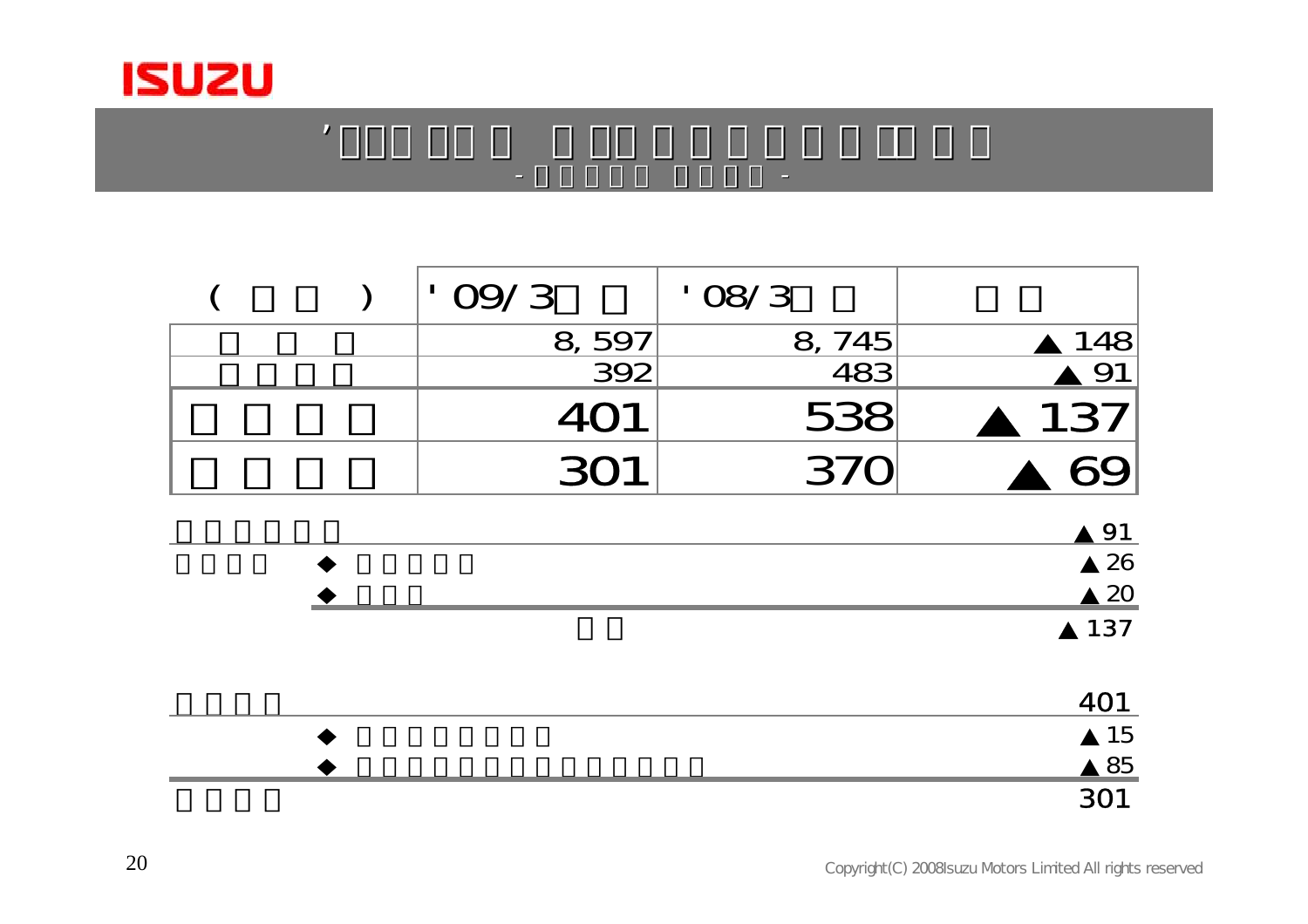# ’□□□ □□□ □ □□□ □ □ □ □ □ □□□ □ □

-□□□□□ □□□□-

| ( □ □ ) | '09/3□ □ | '08/3□ □ | □ □ |
|---|---|---|---|
| □ □ □ | 8,597 | 8,745 | ▲148 |
| □□□□ | 392 | 483 | ▲91 |
| **□□□□** | **401** | **538** | **▲137** |
| **□□□□** | **301** | **370** | **▲69** |

| | |
|---|---|
| □□□□□□ | ▲91 |
| □□□□ ◆ □□□□□ | ▲26 |
| ◆ □□□ | ▲20 |
| □□ | ▲137 |

| | |
|---|---|
| □□□□ | 401 |
| ◆ □□□□□□□□ | ▲15 |
| ◆ □□□□□□□□□□□□□□ | ▲85 |
| □□□□ | 301 |

Copyright(C) 2008Isuzu Motors Limited All rights reserved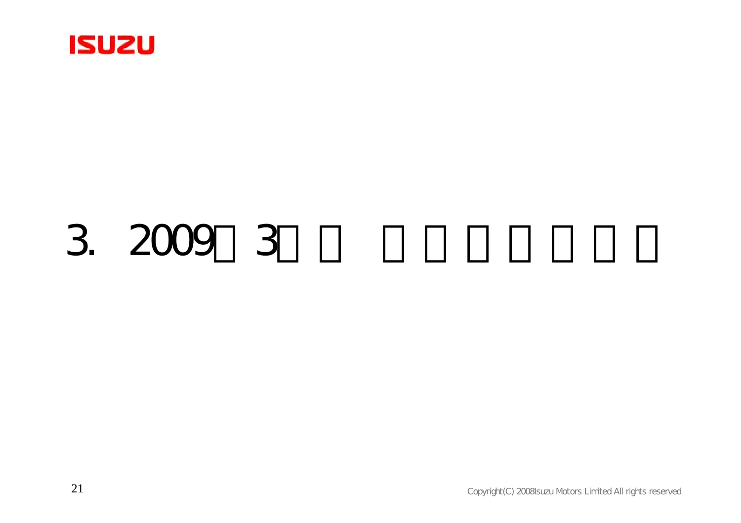# 3. 2009□3□□ □□□□□□□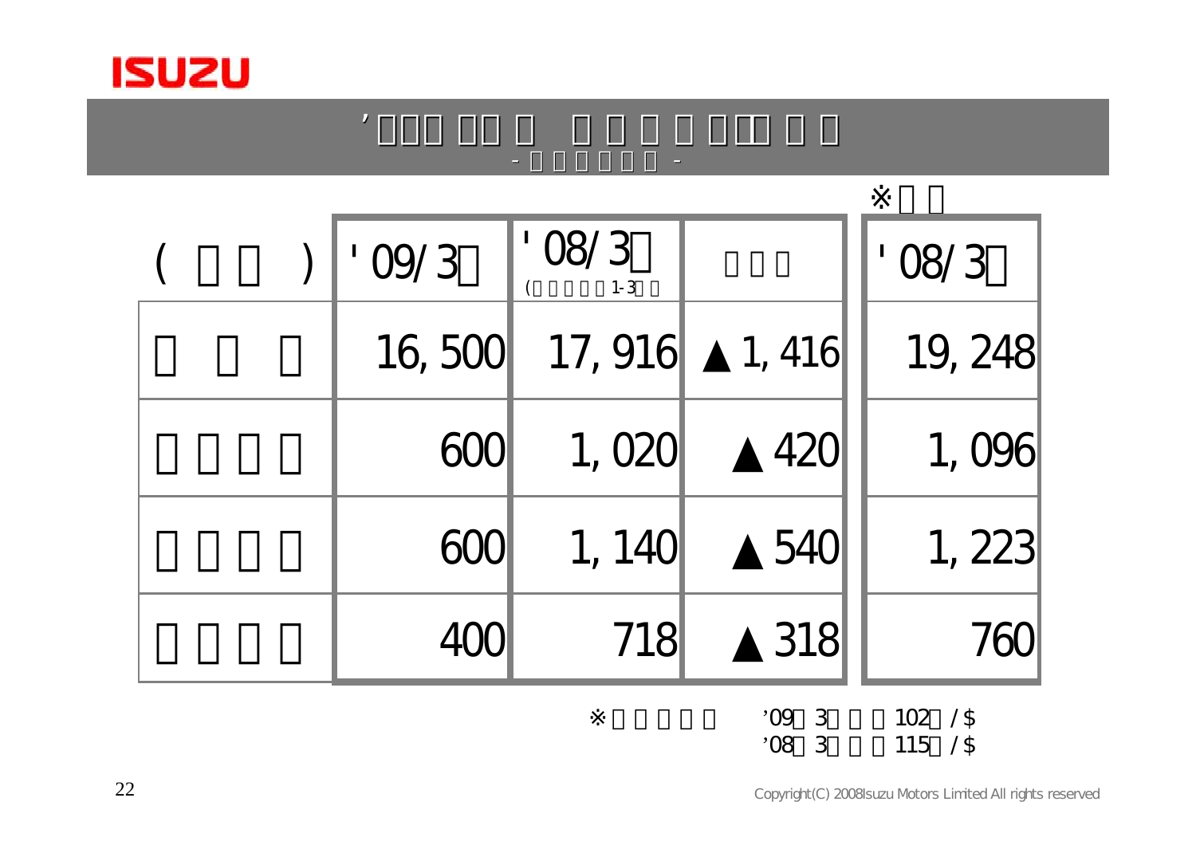| ( ) | '09/3 | '08/3 (1-3) | | ※ '08/3 |
|---|---|---|---|---|
| | 16,500 | 17,916 | ▲1,416 | 19,248 |
| | 600 | 1,020 | ▲420 | 1,096 |
| | 600 | 1,140 | ▲540 | 1,223 |
| | 400 | 718 | ▲318 | 760 |

※ '09 3 102 /$
'08 3 115 /$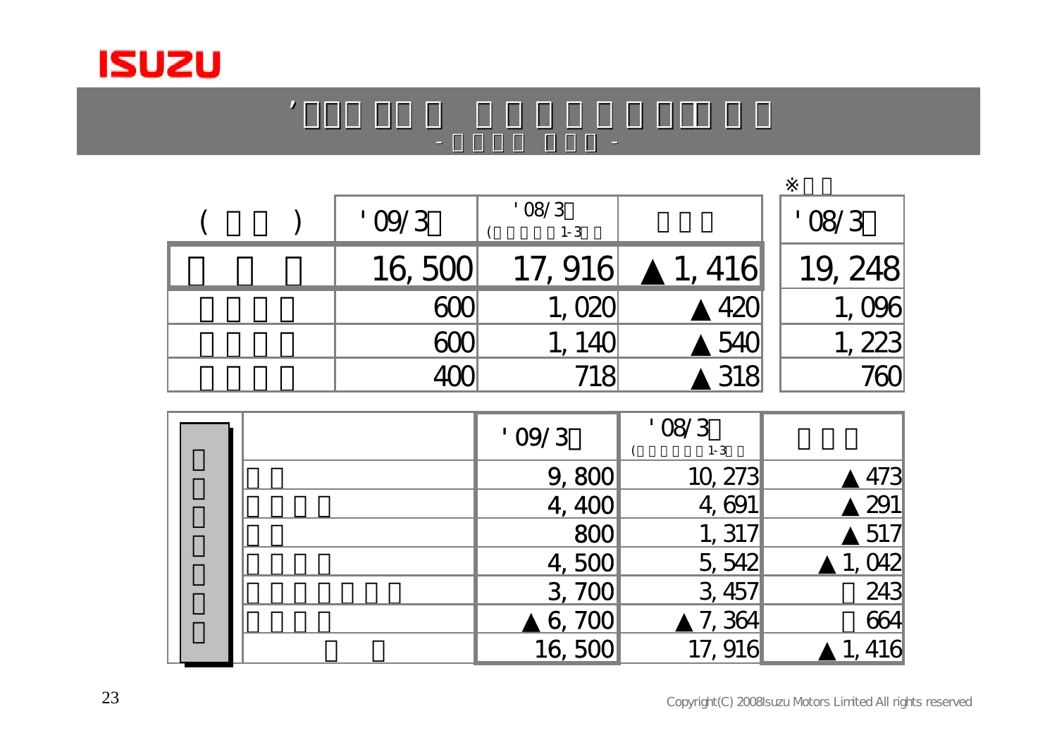ISUZU

| ( ) | '09/3 | '08/3 (1-3) | | ※ '08/3 |
|---|---|---|---|---|
| | 16,500 | 17,916 | ▲1,416 | 19,248 |
| | 600 | 1,020 | ▲420 | 1,096 |
| | 600 | 1,140 | ▲540 | 1,223 |
| | 400 | 718 | ▲318 | 760 |

| | '09/3 | '08/3 (1-3) | |
|---|---|---|---|
| | 9,800 | 10,273 | ▲473 |
| | 4,400 | 4,691 | ▲291 |
| | 800 | 1,317 | ▲517 |
| | 4,500 | 5,542 | ▲1,042 |
| | 3,700 | 3,457 | 243 |
| | ▲6,700 | ▲7,364 | 664 |
| | 16,500 | 17,916 | ▲1,416 |

Copyright(C) 2008 Isuzu Motors Limited All rights reserved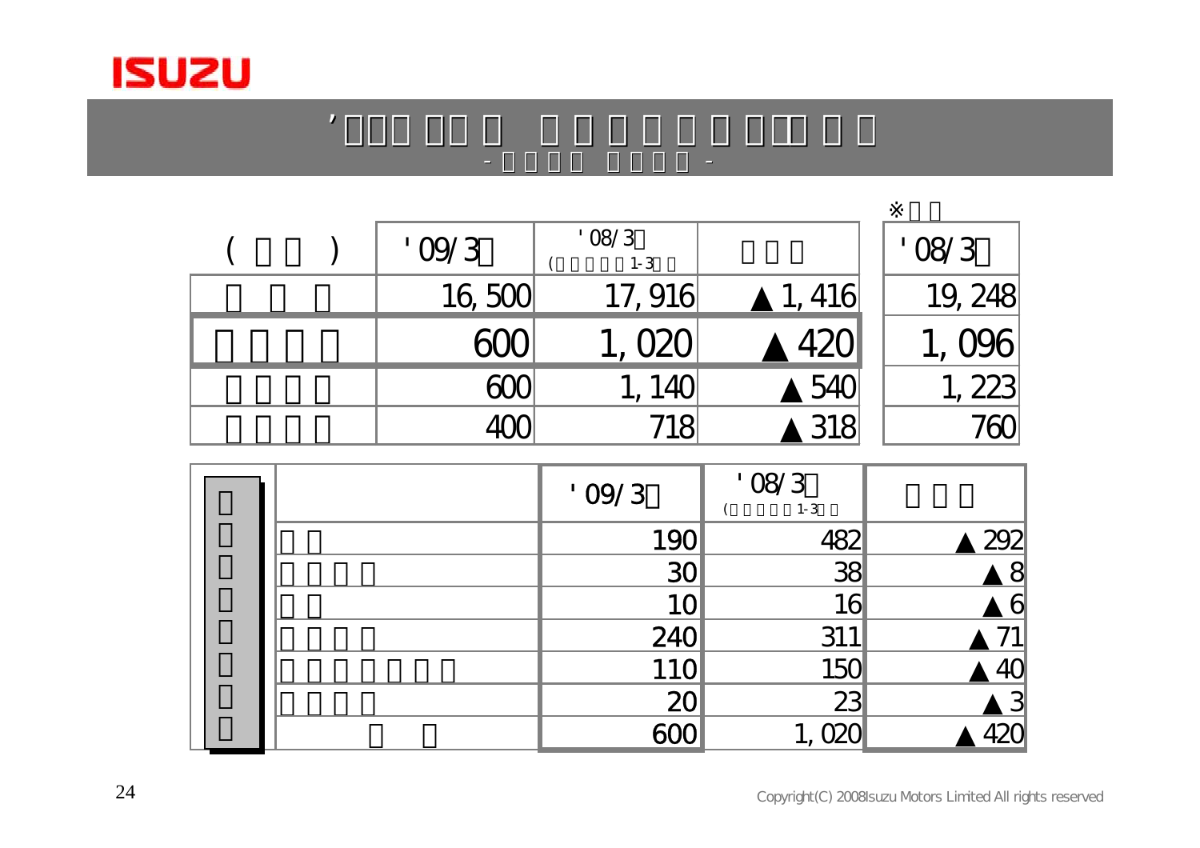| ( ) | '09/3 | '08/3 (1-3) | | ※ '08/3 |
|---|---|---|---|---|
| | 16,500 | 17,916 | ▲1,416 | 19,248 |
| | 600 | 1,020 | ▲420 | 1,096 |
| | 600 | 1,140 | ▲540 | 1,223 |
| | 400 | 718 | ▲318 | 760 |

| | '09/3 | '08/3 (1-3) | |
|---|---|---|---|
| | 190 | 482 | ▲292 |
| | 30 | 38 | ▲8 |
| | 10 | 16 | ▲6 |
| | 240 | 311 | ▲71 |
| | 110 | 150 | ▲40 |
| | 20 | 23 | ▲3 |
| | 600 | 1,020 | ▲420 |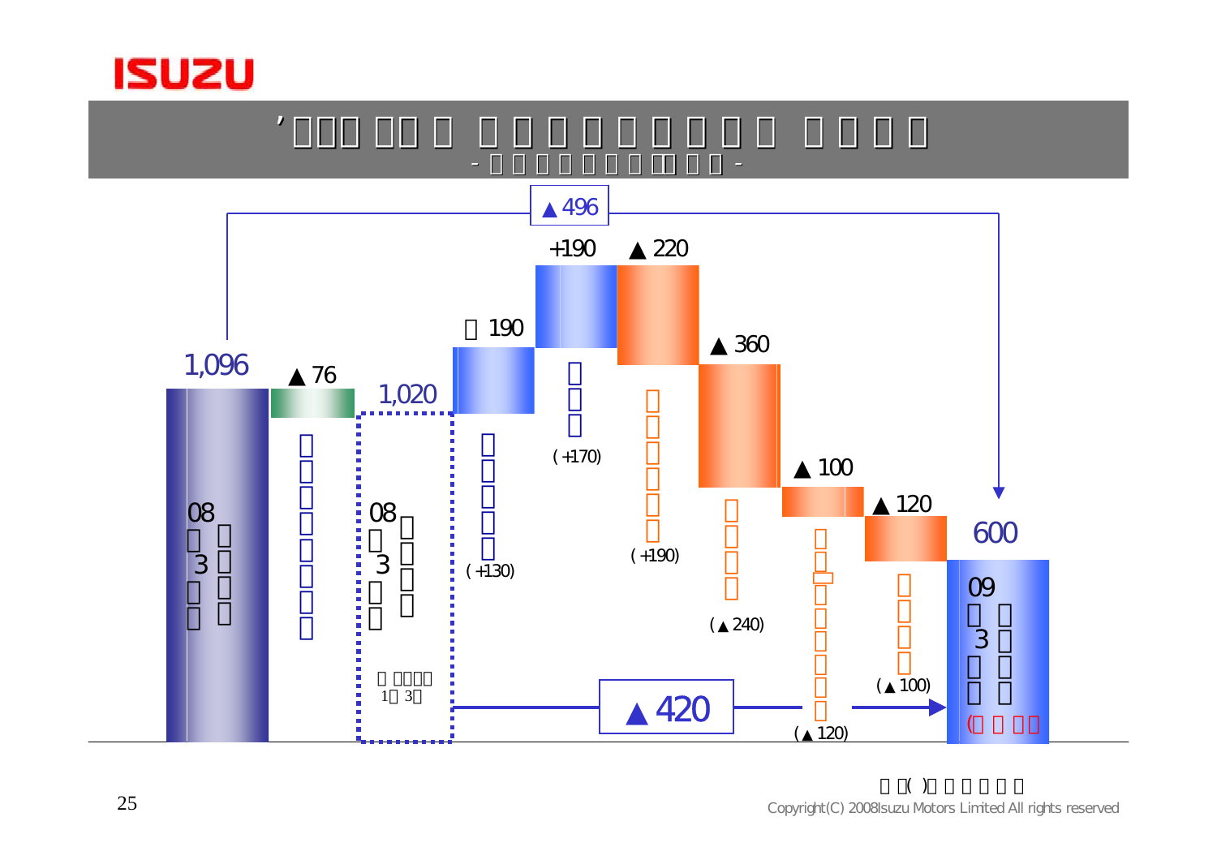ISUZU

▲496

| | Value | Note |
|---|---|---|
| 08 3 | 1,096 | |
| | ▲76 | |
| 08 3 | 1,020 | 1 3 |
| | 190 | (+130) |
| | +190 | (+170) |
| | ▲220 | (+190) |
| | ▲360 | (▲240) |
| | ▲100 | (▲120) |
| | ▲120 | (▲100) |
| 09 3 | 600 | |

▲420

Copyright(C) 2008Isuzu Motors Limited All rights reserved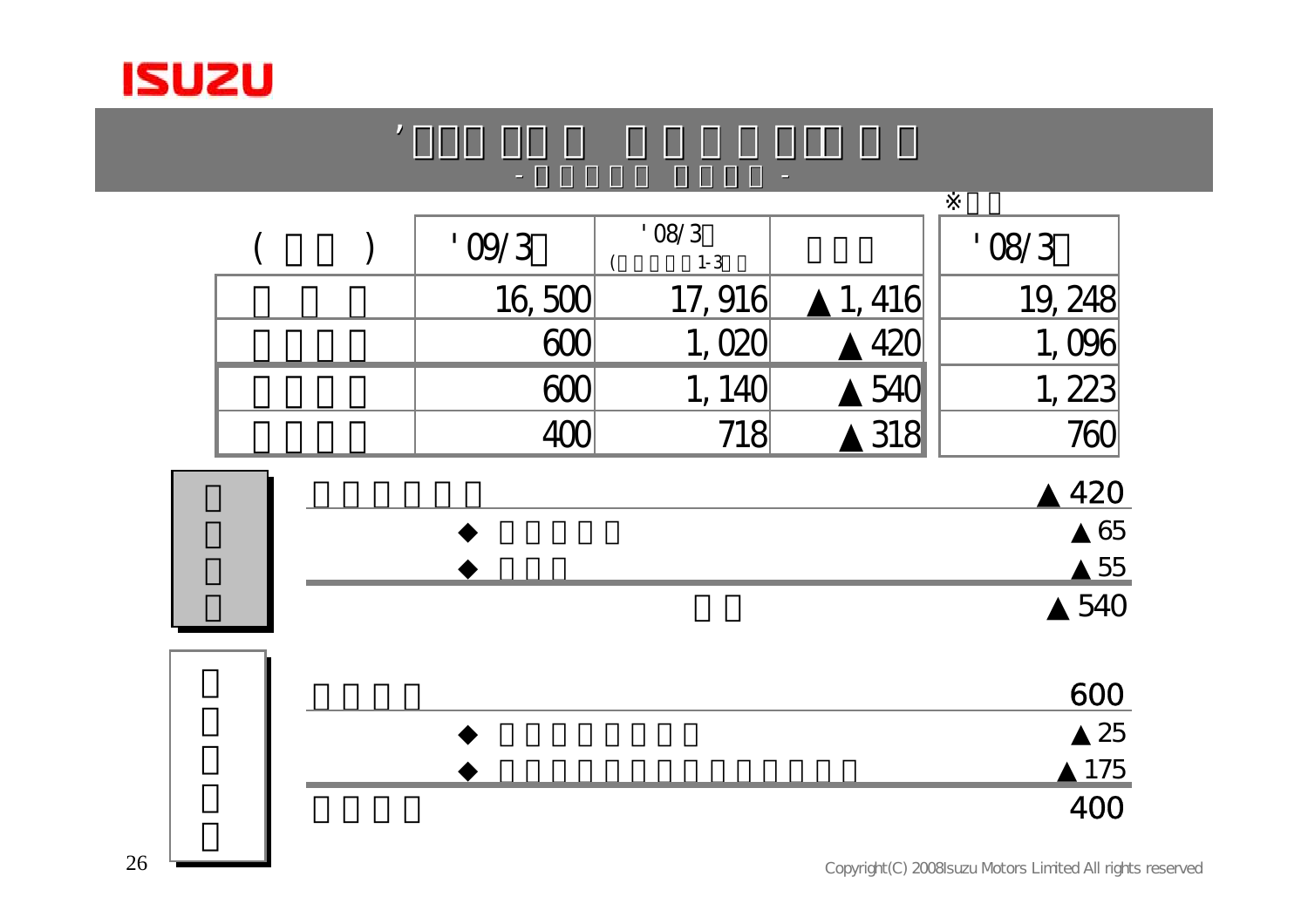# ’□□□ □□□ □ □ □ □ □□□ □ □

-□□□□□ □□□□-

| (□□) | '09/3□ | '08/3□ (□□□□□1-3□□) | □□□ | ※□□ '08/3□ |
|---|---|---|---|---|
| □□□ | 16,500 | 17,916 | ▲1,416 | 19,248 |
| □□□□ | 600 | 1,020 | ▲420 | 1,096 |
| □□□□ | 600 | 1,140 | ▲540 | 1,223 |
| □□□□ | 400 | 718 | ▲318 | 760 |

**□□□□**

| | |
|---|---|
| □□□□□□ | ▲420 |
| ◆ □□□□□ | ▲65 |
| ◆ □□□ | ▲55 |
| □□ | ▲540 |

**□□□□□**

| | |
|---|---|
| □□□□ | 600 |
| ◆ □□□□□□□ | ▲25 |
| ◆ □□□□□□□□□□□□□ | ▲175 |
| □□□□ | 400 |

Copyright(C) 2008Isuzu Motors Limited All rights reserved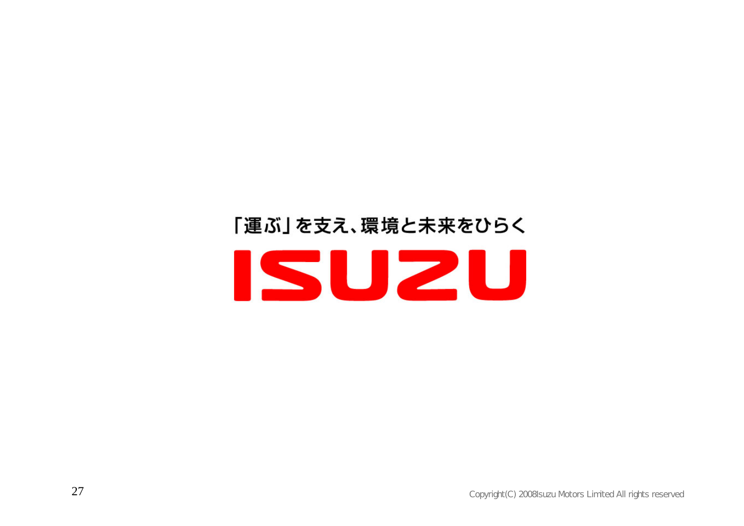「運ぶ」を支え、環境と未来をひらく

ISUZU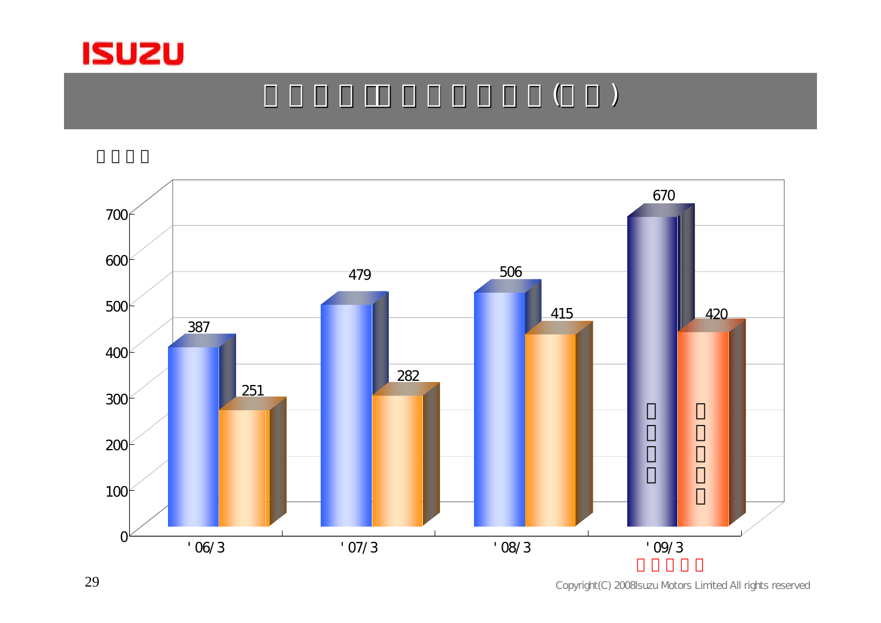| | '06/3 | '07/3 | '08/3 | '09/3 |
|---|---|---|---|---|
| Series 1 (blue bars, label illegible) | 387 | 479 | 506 | 670 |
| Series 2 (orange bars, label illegible) | 251 | 282 | 415 | 420 |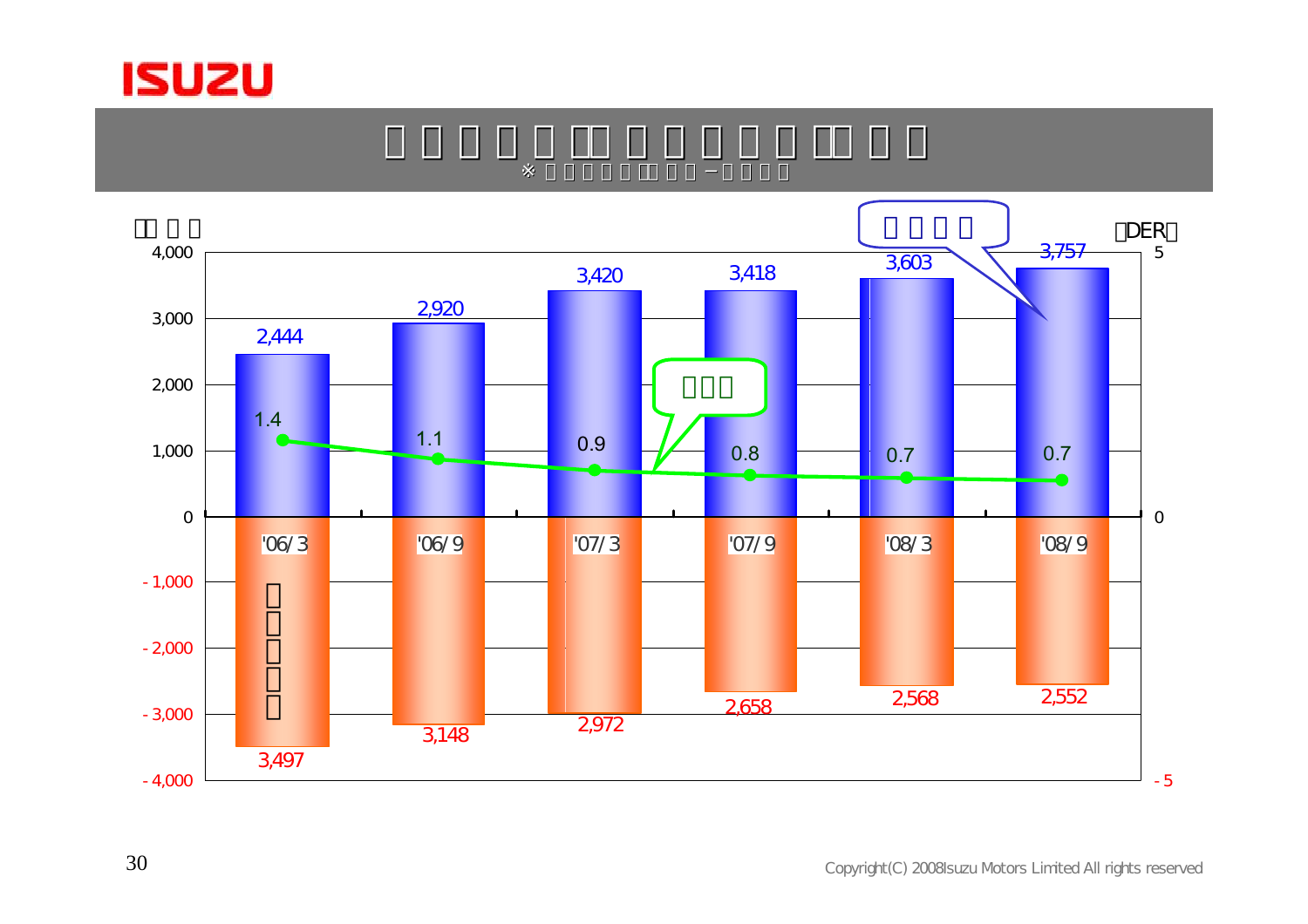ISUZU

| | '06/3 | '06/9 | '07/3 | '07/9 | '08/3 | '08/9 |
|---|---|---|---|---|---|---|
| | 2,444 | 2,920 | 3,420 | 3,418 | 3,603 | 3,757 |
| DER | 1.4 | 1.1 | 0.9 | 0.8 | 0.7 | 0.7 |
| | 3,497 | 3,148 | 2,972 | 2,658 | 2,568 | 2,552 |

Copyright(C) 2008Isuzu Motors Limited All rights reserved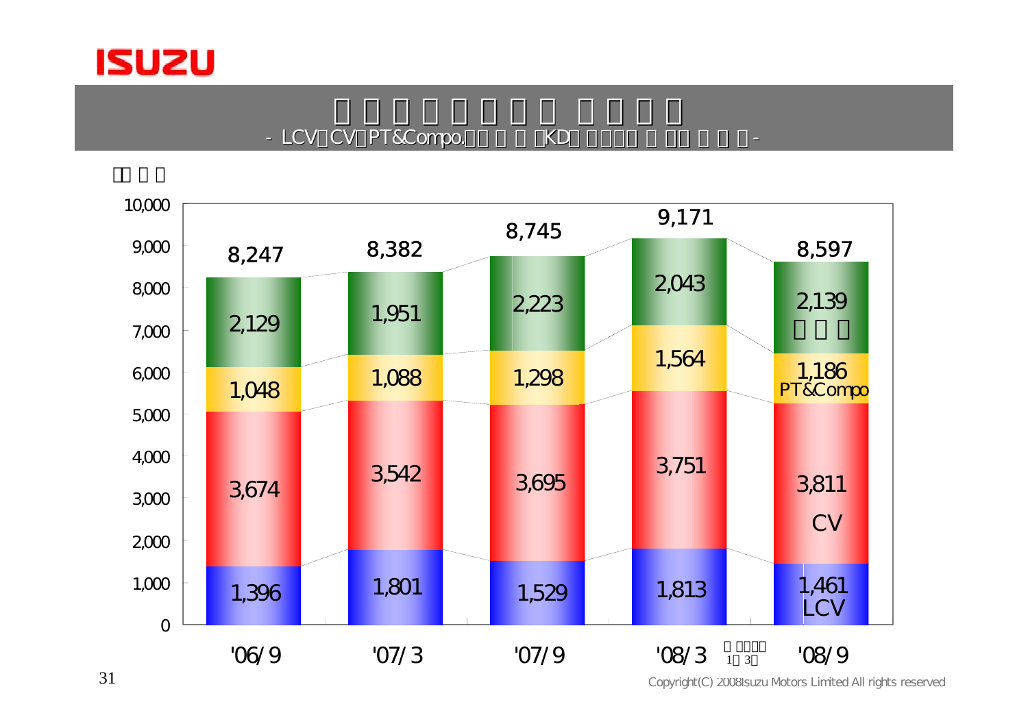# □□□□□□□□ □□□□

- LCV□CV□PT&Compo.□□□□□KD□□□□□□□□□□□□□-

□□□□

| | '06/9 | '07/3 | '07/9 | '08/3 | '08/9 |
|---|---|---|---|---|---|
| LCV | 1,396 | 1,801 | 1,529 | 1,813 | 1,461 |
| CV | 3,674 | 3,542 | 3,695 | 3,751 | 3,811 |
| PT&Compo | 1,048 | 1,088 | 1,298 | 1,564 | 1,186 |
| □□□ | 2,129 | 1,951 | 2,223 | 2,043 | 2,139 |
| Total | 8,247 | 8,382 | 8,745 | 9,171 | 8,597 |

□□□□□ 1□3□

Copyright(C) 2008Isuzu Motors Limited All rights reserved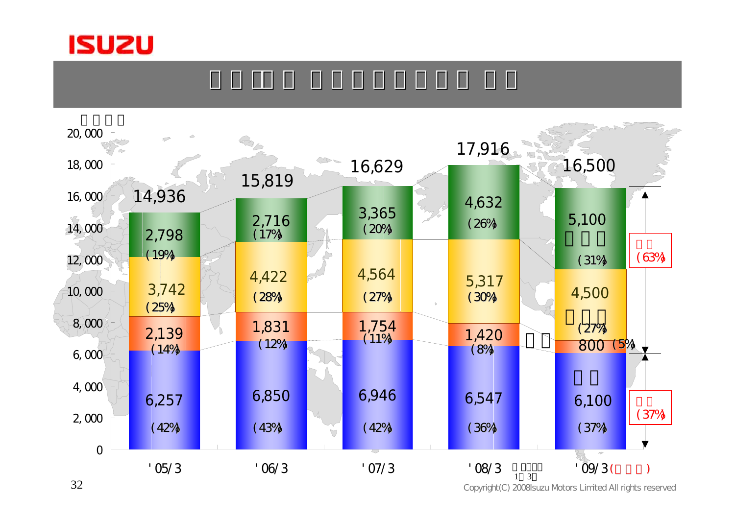| | '05/3 | '06/3 | '07/3 | '08/3 | '09/3 |
|---|---|---|---|---|---|
| | 2,798 (19%) | 2,716 (17%) | 3,365 (20%) | 4,632 (26%) | 5,100 (31%) |
| | 3,742 (25%) | 4,422 (28%) | 4,564 (27%) | 5,317 (30%) | 4,500 (27%) |
| | 2,139 (14%) | 1,831 (12%) | 1,754 (11%) | 1,420 (8%) | 800 (5%) |
| | 6,257 (42%) | 6,850 (43%) | 6,946 (42%) | 6,547 (36%) | 6,100 (37%) |
| Total | 14,936 | 15,819 | 16,629 | 17,916 | 16,500 |

(63%)

(37%)

Copyright(C) 2008Isuzu Motors Limited All rights reserved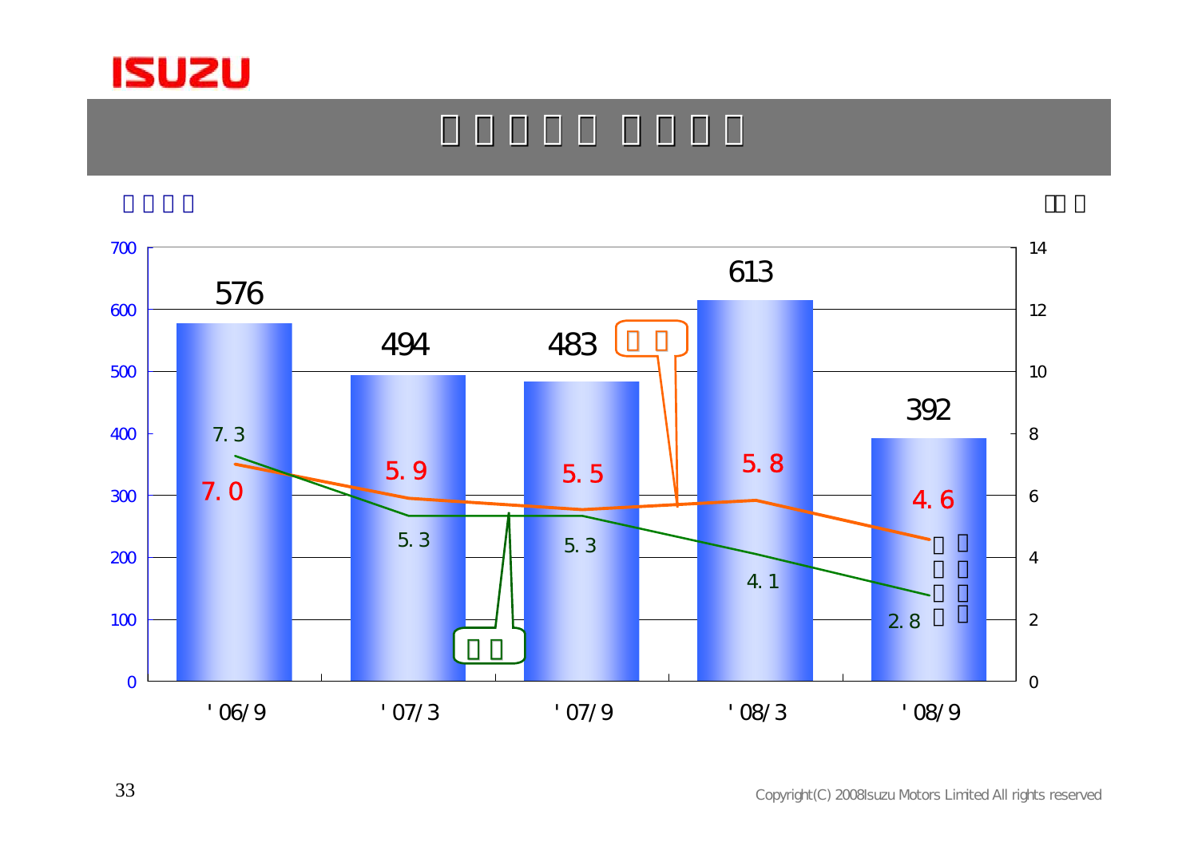| | '06/9 | '07/3 | '07/9 | '08/3 | '08/9 |
| --- | --- | --- | --- | --- | --- |
| | 576 | 494 | 483 | 613 | 392 |
| | 7.0 | 5.9 | 5.5 | 5.8 | 4.6 |
| | 7.3 | 5.3 | 5.3 | 4.1 | 2.8 |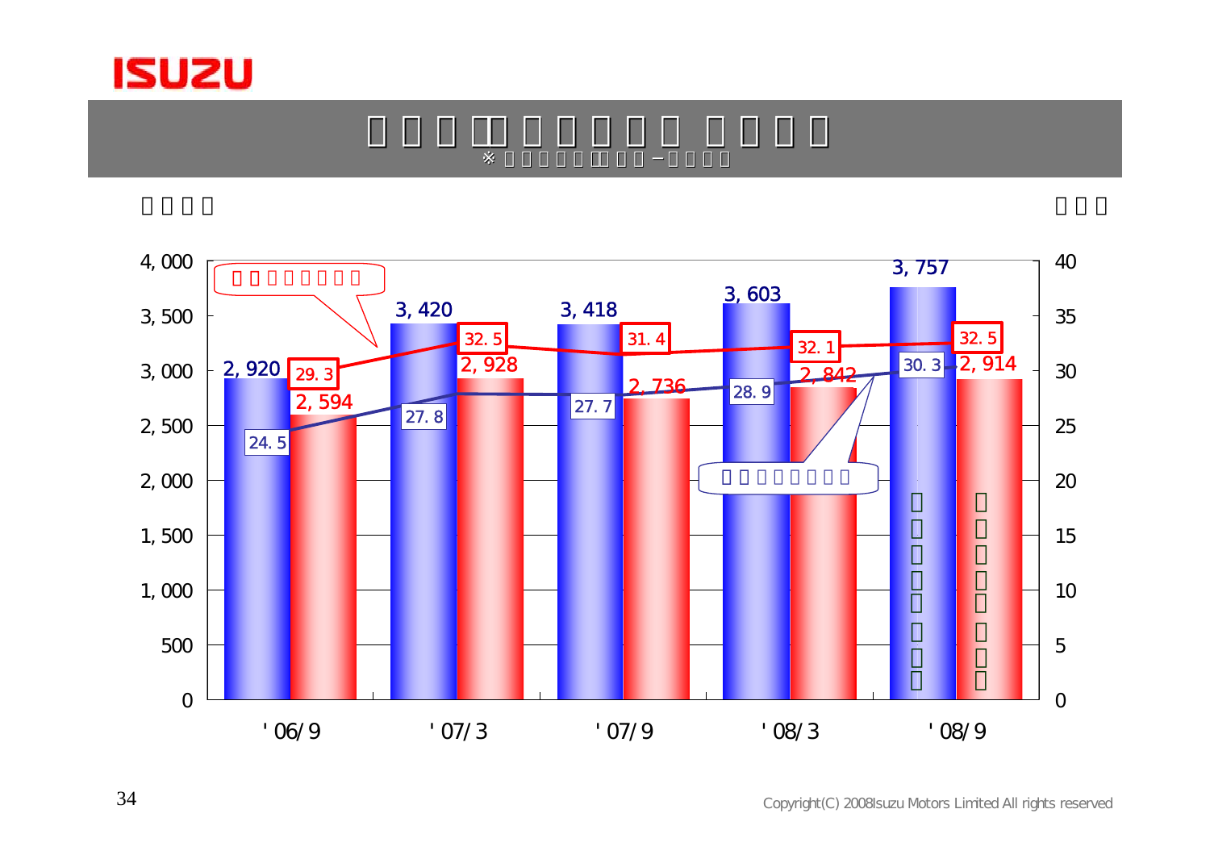※

|  | '06/9 | '07/3 | '07/9 | '08/3 | '08/9 |
|---|---|---|---|---|---|
| (Blue bar) | 2,920 | 3,420 | 3,418 | 3,603 | 3,757 |
| (Red bar) | 2,594 | 2,928 | 2,736 | 2,842 | 2,914 |
| (Red line) | 29.3 | 32.5 | 31.4 | 32.1 | 32.5 |
| (Blue line) | 24.5 | 27.8 | 27.7 | 28.9 | 30.3 |

Copyright(C) 2008Isuzu Motors Limited All rights reserved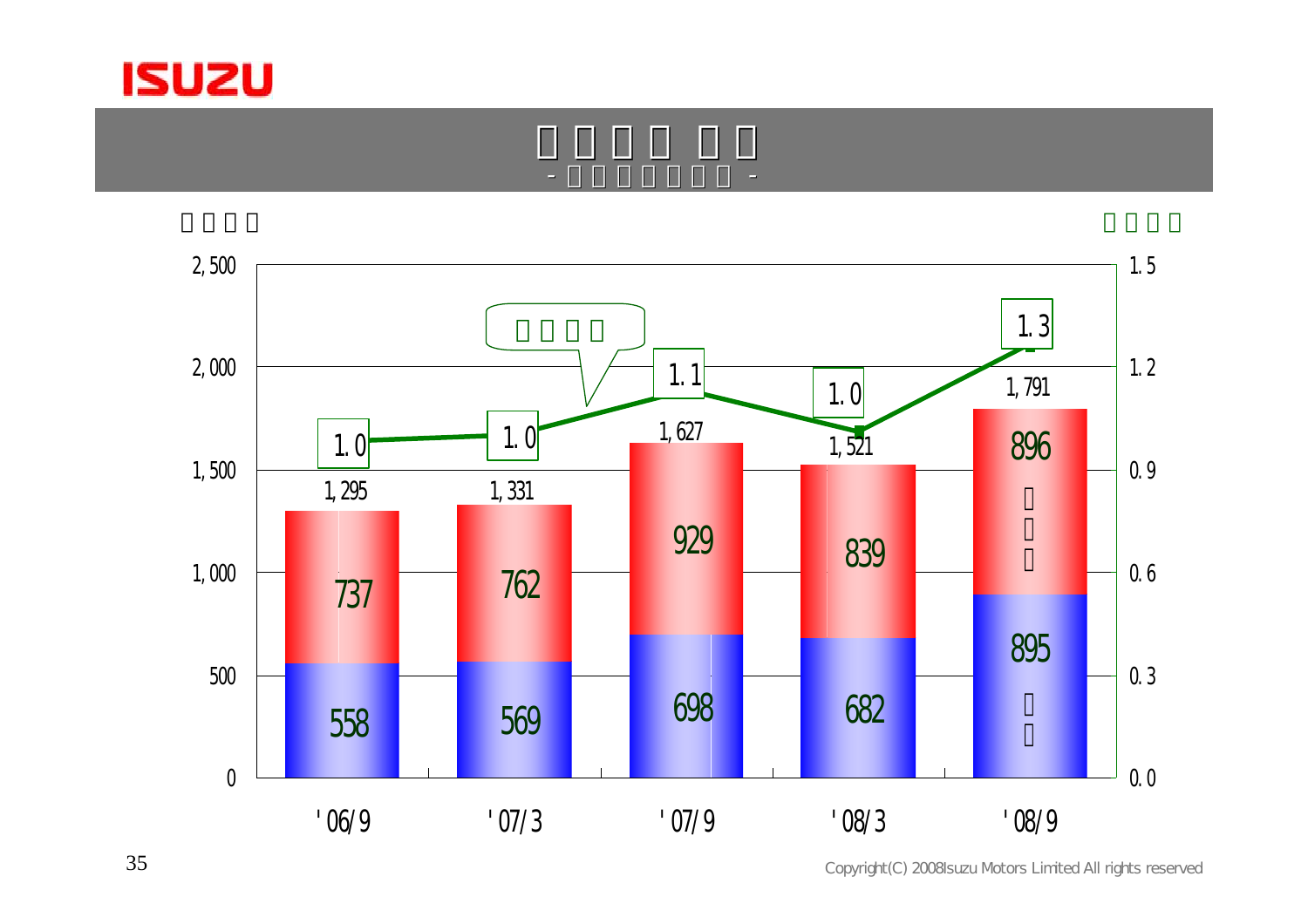| | '06/9 | '07/3 | '07/9 | '08/3 | '08/9 |
|---|---|---|---|---|---|
| Upper (red) | 737 | 762 | 929 | 839 | 896 |
| Lower (blue) | 558 | 569 | 698 | 682 | 895 |
| Total | 1,295 | 1,331 | 1,627 | 1,521 | 1,791 |
| Ratio (right axis) | 1.0 | 1.0 | 1.1 | 1.0 | 1.3 |

Copyright(C) 2008Isuzu Motors Limited All rights reserved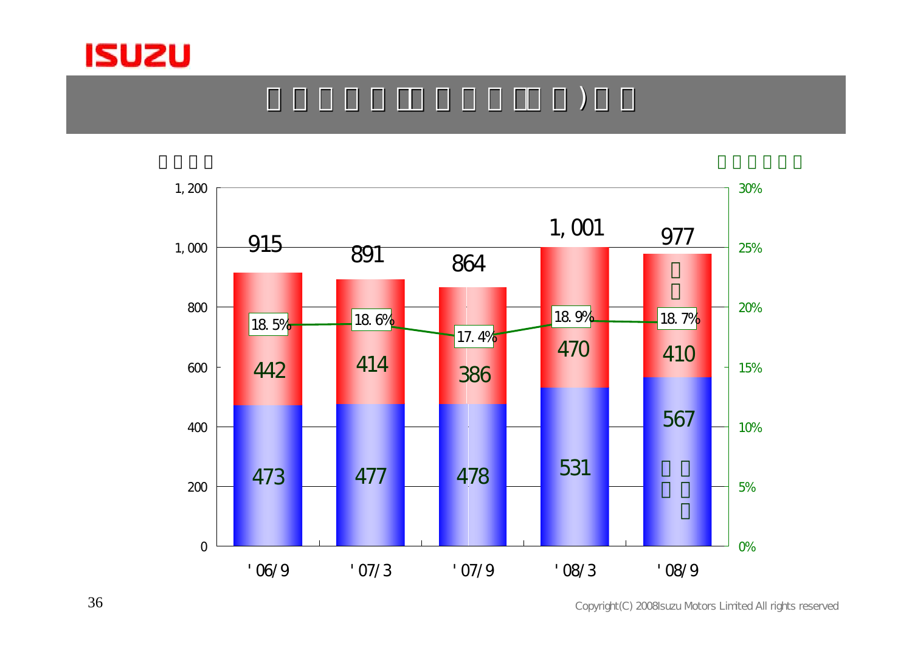ISUZU

# □□□□□(□□□□(□□)□□

□□□□ □□□□□□

| | '06/9 | '07/3 | '07/9 | '08/3 | '08/9 |
|---|---|---|---|---|---|
| □□ | 442 | 414 | 386 | 470 | 410 |
| □□□□□ | 473 | 477 | 478 | 531 | 567 |
| Total | 915 | 891 | 864 | 1,001 | 977 |
| % | 18.5% | 18.6% | 17.4% | 18.9% | 18.7% |

Copyright(C) 2008Isuzu Motors Limited All rights reserved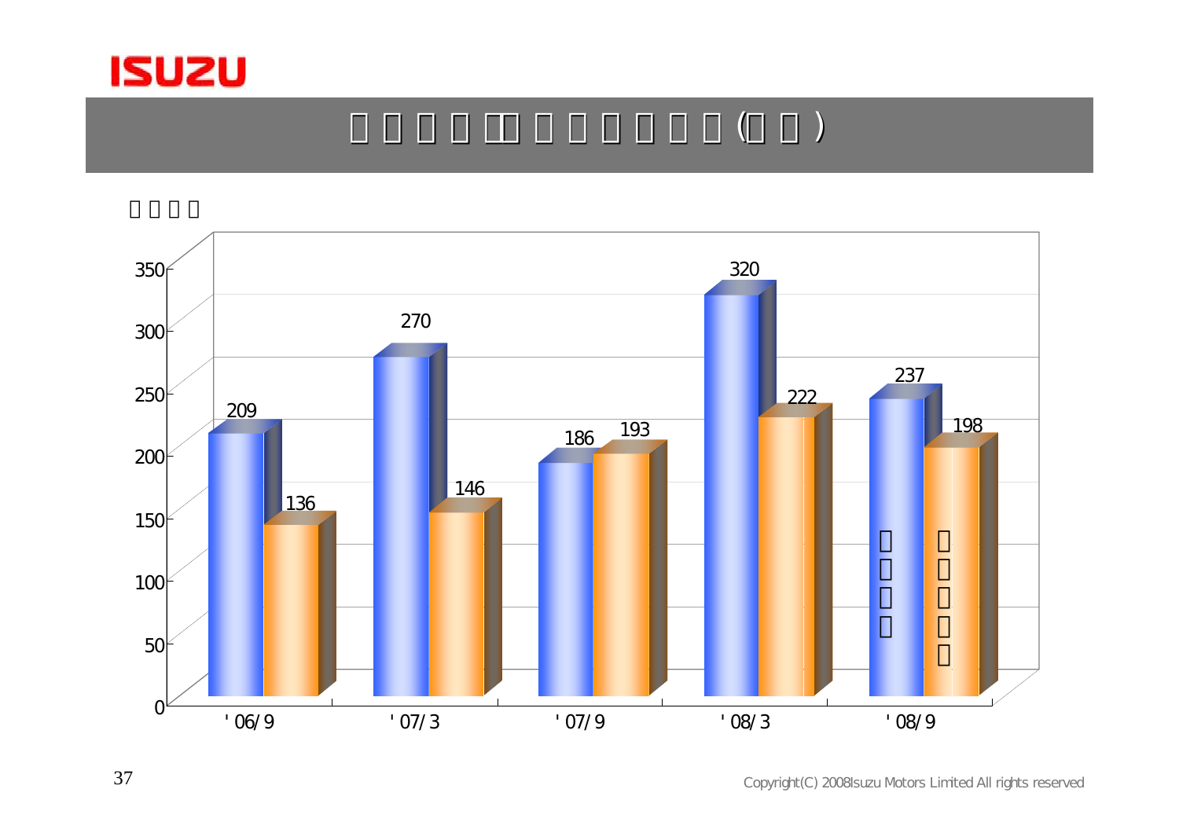ISUZU

# □□□□□□□□□□□□(□□)

□□□□

350
300
250
200
150
100
50
0

209
136
270
146
186
193
320
222
237
198

□□□□

□□□□□

'06/9
'07/3
'07/9
'08/3
'08/9

Copyright(C) 2008Isuzu Motors Limited All rights reserved